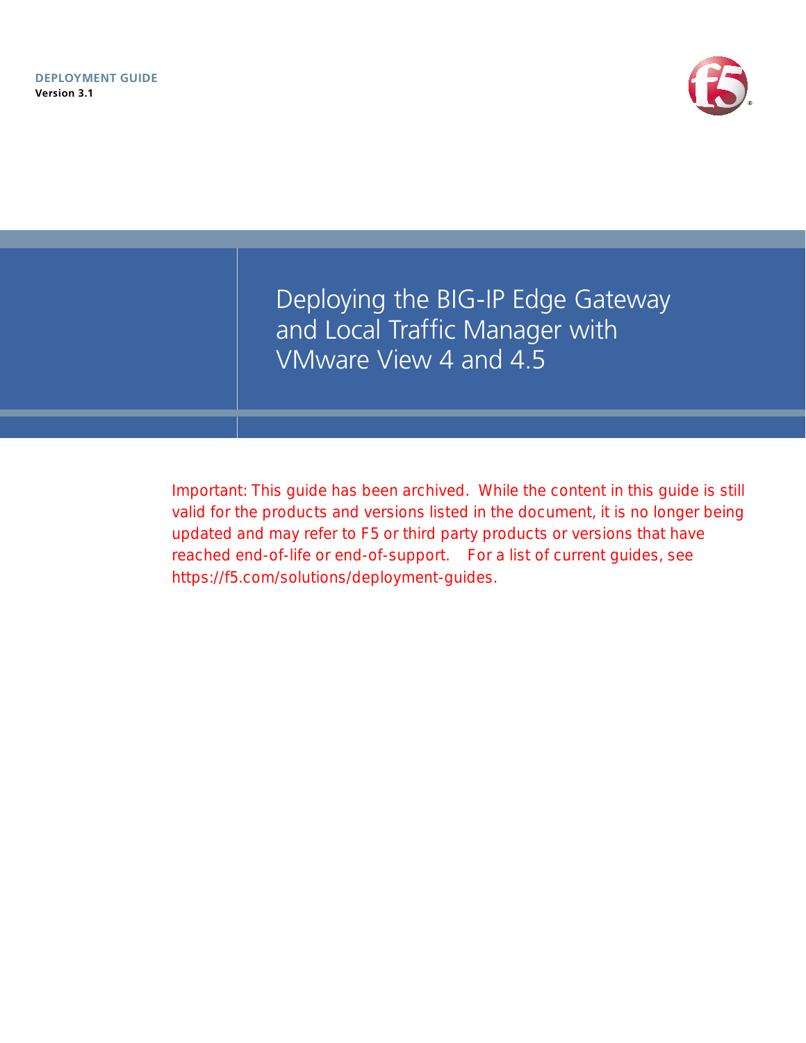**DEPLOYMENT GUIDE**
**Version 3.1**

# Deploying the BIG-IP Edge Gateway and Local Traffic Manager with VMware View 4 and 4.5

Important: This guide has been archived. While the content in this guide is still valid for the products and versions listed in the document, it is no longer being updated and may refer to F5 or third party products or versions that have reached end-of-life or end-of-support. For a list of current guides, see https://f5.com/solutions/deployment-guides.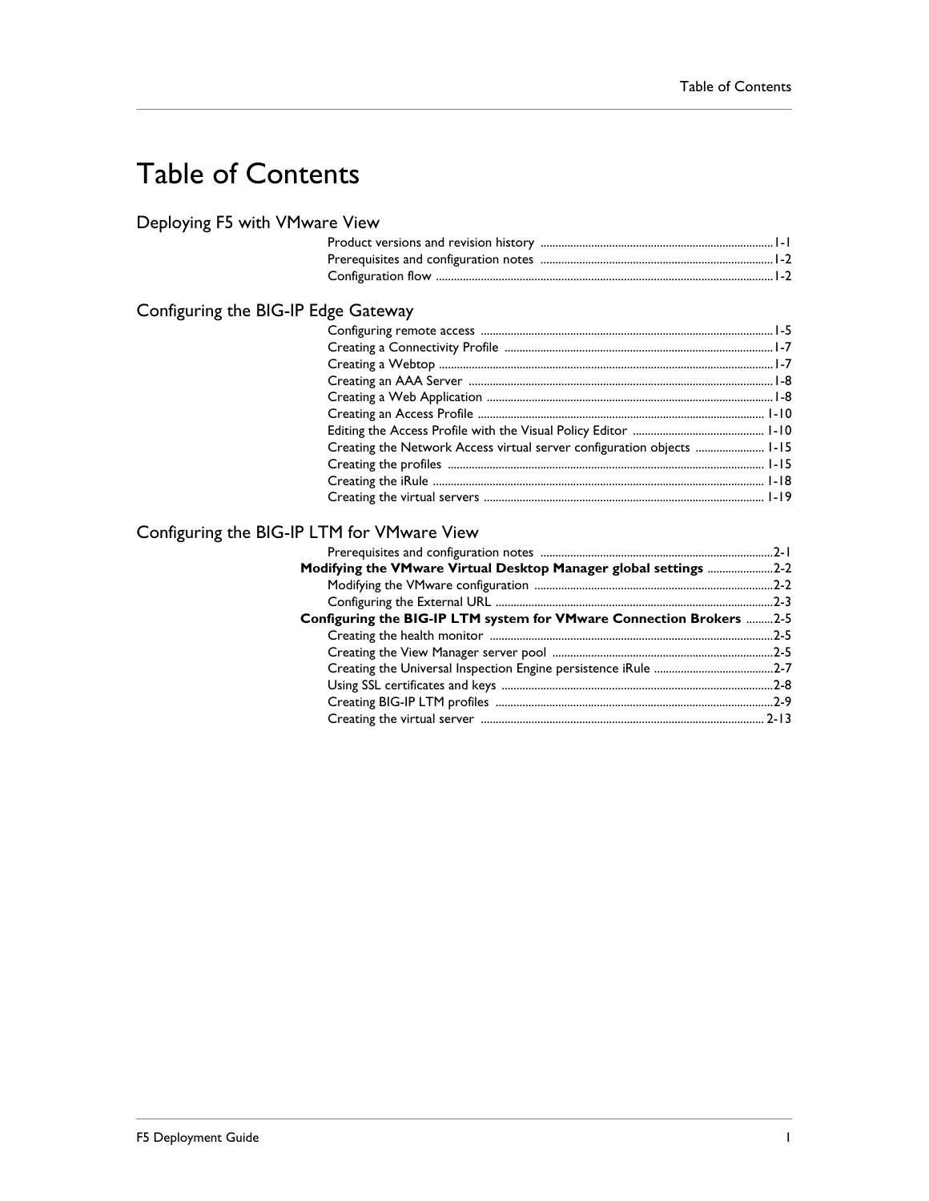# Table of Contents

## Deploying F5 with VMware View

Product versions and revision history ..... 1-1
Prerequisites and configuration notes ..... 1-2
Configuration flow ..... 1-2

## Configuring the BIG-IP Edge Gateway

Configuring remote access ..... 1-5
Creating a Connectivity Profile ..... 1-7
Creating a Webtop ..... 1-7
Creating an AAA Server ..... 1-8
Creating a Web Application ..... 1-8
Creating an Access Profile ..... 1-10
Editing the Access Profile with the Visual Policy Editor ..... 1-10
Creating the Network Access virtual server configuration objects ..... 1-15
Creating the profiles ..... 1-15
Creating the iRule ..... 1-18
Creating the virtual servers ..... 1-19

## Configuring the BIG-IP LTM for VMware View

Prerequisites and configuration notes ..... 2-1
**Modifying the VMware Virtual Desktop Manager global settings** ..... 2-2
Modifying the VMware configuration ..... 2-2
Configuring the External URL ..... 2-3
**Configuring the BIG-IP LTM system for VMware Connection Brokers** ..... 2-5
Creating the health monitor ..... 2-5
Creating the View Manager server pool ..... 2-5
Creating the Universal Inspection Engine persistence iRule ..... 2-7
Using SSL certificates and keys ..... 2-8
Creating BIG-IP LTM profiles ..... 2-9
Creating the virtual server ..... 2-13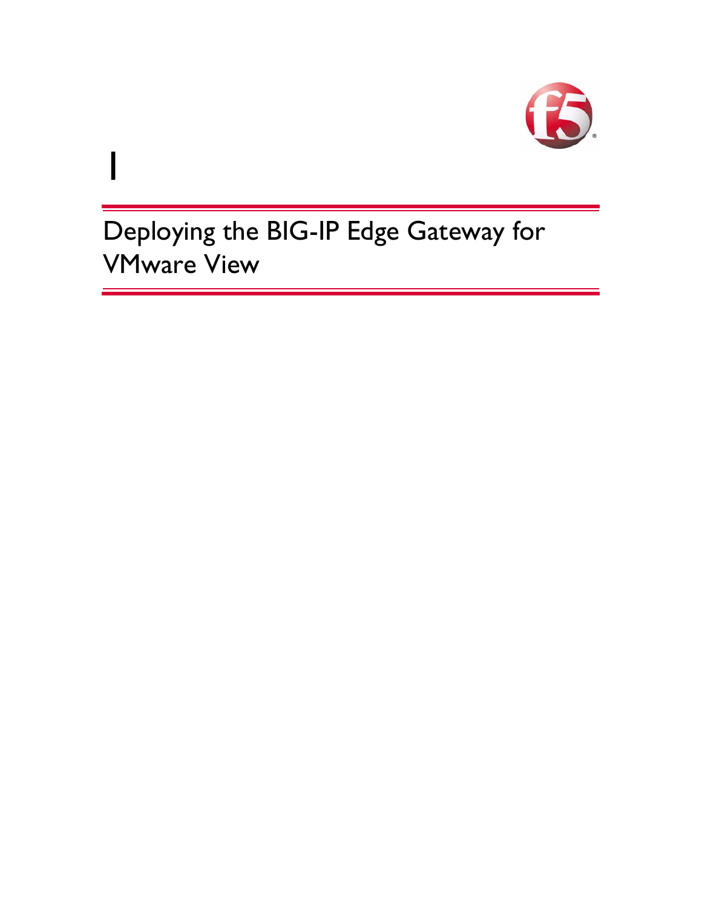# 1

# Deploying the BIG-IP Edge Gateway for VMware View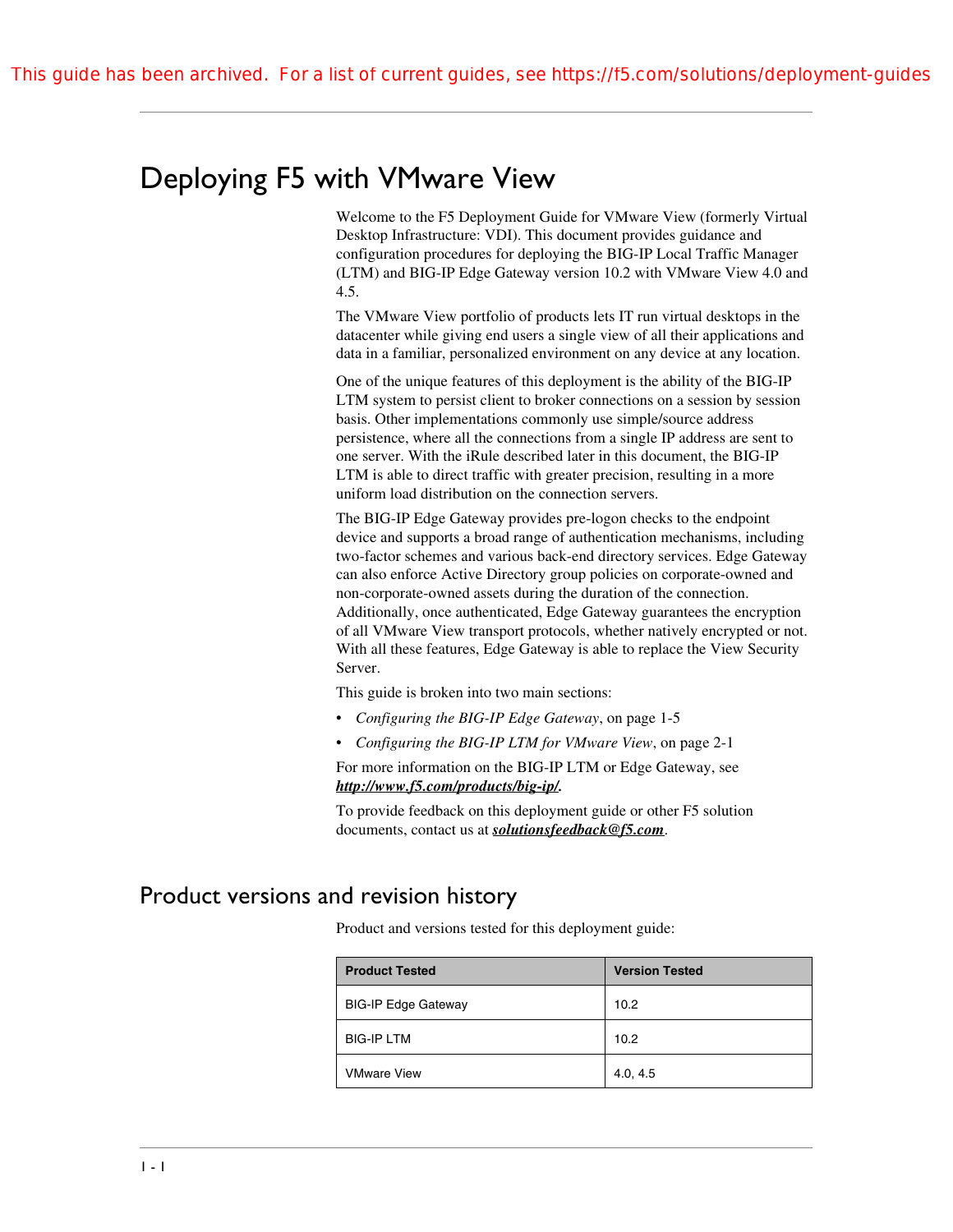This guide has been archived. For a list of current guides, see https://f5.com/solutions/deployment-guides

# Deploying F5 with VMware View

Welcome to the F5 Deployment Guide for VMware View (formerly Virtual Desktop Infrastructure: VDI). This document provides guidance and configuration procedures for deploying the BIG-IP Local Traffic Manager (LTM) and BIG-IP Edge Gateway version 10.2 with VMware View 4.0 and 4.5.

The VMware View portfolio of products lets IT run virtual desktops in the datacenter while giving end users a single view of all their applications and data in a familiar, personalized environment on any device at any location.

One of the unique features of this deployment is the ability of the BIG-IP LTM system to persist client to broker connections on a session by session basis. Other implementations commonly use simple/source address persistence, where all the connections from a single IP address are sent to one server. With the iRule described later in this document, the BIG-IP LTM is able to direct traffic with greater precision, resulting in a more uniform load distribution on the connection servers.

The BIG-IP Edge Gateway provides pre-logon checks to the endpoint device and supports a broad range of authentication mechanisms, including two-factor schemes and various back-end directory services. Edge Gateway can also enforce Active Directory group policies on corporate-owned and non-corporate-owned assets during the duration of the connection. Additionally, once authenticated, Edge Gateway guarantees the encryption of all VMware View transport protocols, whether natively encrypted or not. With all these features, Edge Gateway is able to replace the View Security Server.

This guide is broken into two main sections:

- *Configuring the BIG-IP Edge Gateway*, on page 1-5
- *Configuring the BIG-IP LTM for VMware View*, on page 2-1

For more information on the BIG-IP LTM or Edge Gateway, see ***http://www.f5.com/products/big-ip/***.

To provide feedback on this deployment guide or other F5 solution documents, contact us at ***solutionsfeedback@f5.com***.

## Product versions and revision history

Product and versions tested for this deployment guide:

| Product Tested | Version Tested |
|---|---|
| BIG-IP Edge Gateway | 10.2 |
| BIG-IP LTM | 10.2 |
| VMware View | 4.0, 4.5 |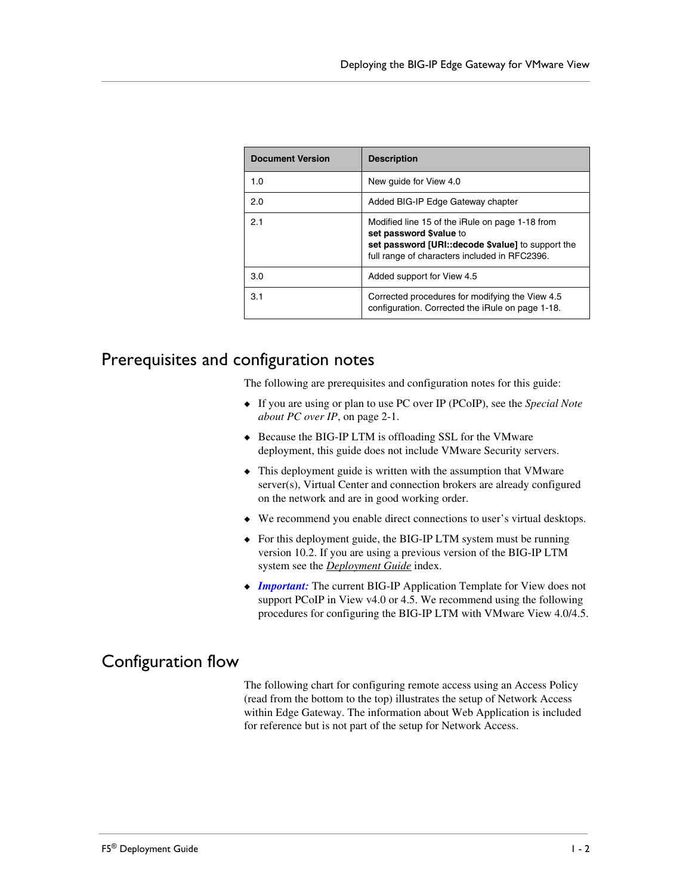| Document Version | Description |
|---|---|
| 1.0 | New guide for View 4.0 |
| 2.0 | Added BIG-IP Edge Gateway chapter |
| 2.1 | Modified line 15 of the iRule on page 1-18 from **set password $value** to **set password [URI::decode $value]** to support the full range of characters included in RFC2396. |
| 3.0 | Added support for View 4.5 |
| 3.1 | Corrected procedures for modifying the View 4.5 configuration. Corrected the iRule on page 1-18. |

## Prerequisites and configuration notes

The following are prerequisites and configuration notes for this guide:

- If you are using or plan to use PC over IP (PCoIP), see the *Special Note about PC over IP*, on page 2-1.
- Because the BIG-IP LTM is offloading SSL for the VMware deployment, this guide does not include VMware Security servers.
- This deployment guide is written with the assumption that VMware server(s), Virtual Center and connection brokers are already configured on the network and are in good working order.
- We recommend you enable direct connections to user's virtual desktops.
- For this deployment guide, the BIG-IP LTM system must be running version 10.2. If you are using a previous version of the BIG-IP LTM system see the *Deployment Guide* index.
- ***Important:*** The current BIG-IP Application Template for View does not support PCoIP in View v4.0 or 4.5. We recommend using the following procedures for configuring the BIG-IP LTM with VMware View 4.0/4.5.

## Configuration flow

The following chart for configuring remote access using an Access Policy (read from the bottom to the top) illustrates the setup of Network Access within Edge Gateway. The information about Web Application is included for reference but is not part of the setup for Network Access.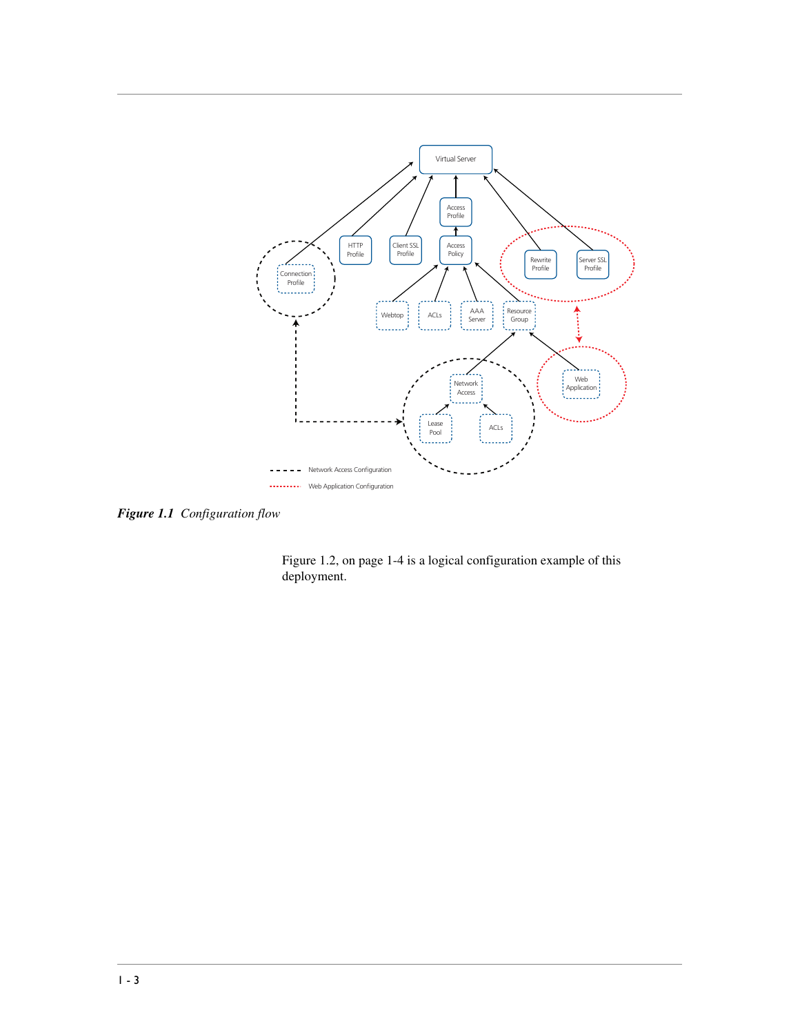**Figure 1.1** *Configuration flow*

Figure 1.2, on page 1-4 is a logical configuration example of this deployment.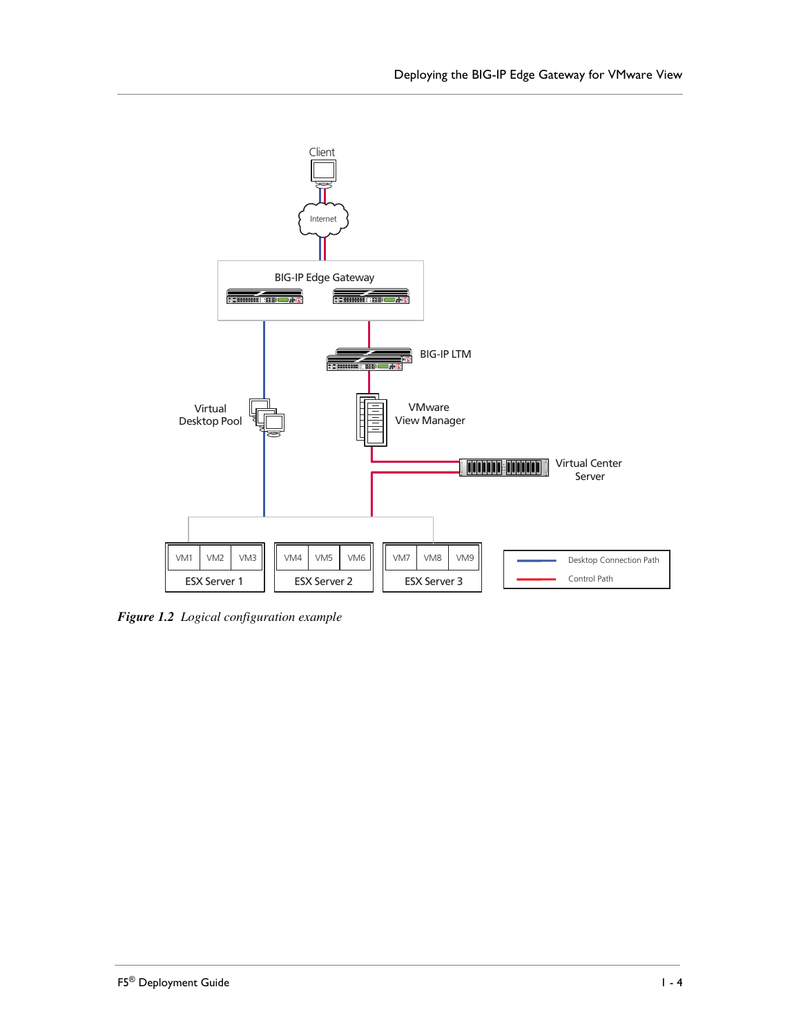*Figure 1.2 Logical configuration example*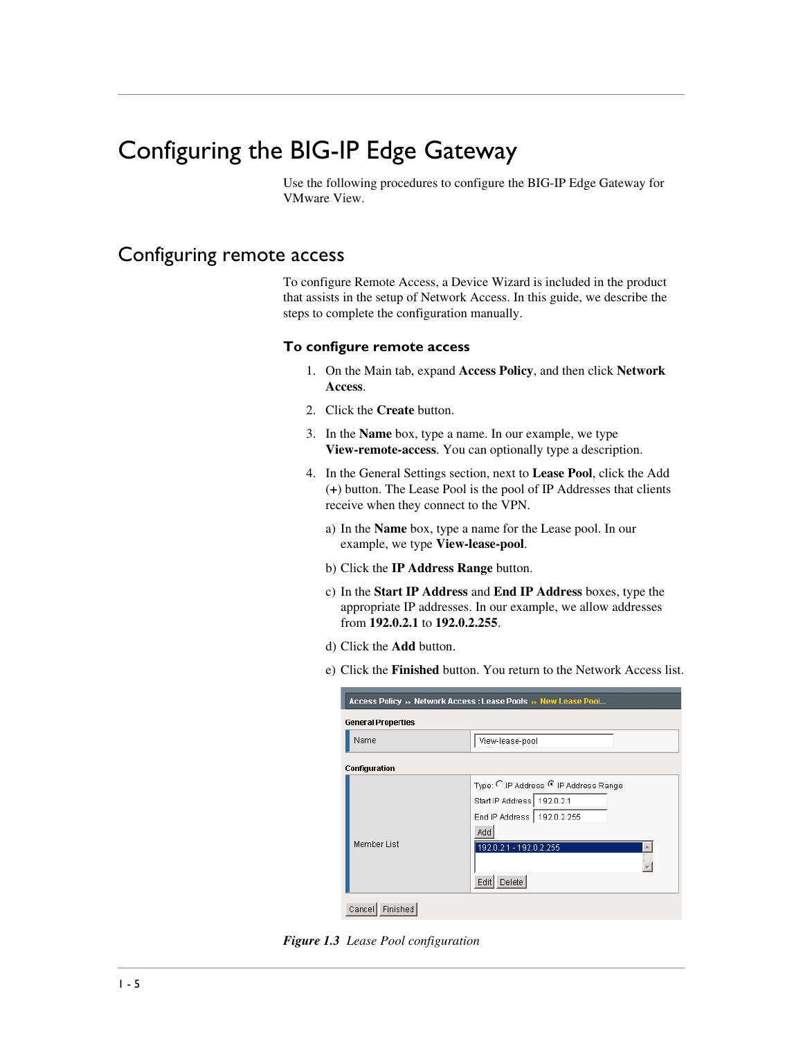# Configuring the BIG-IP Edge Gateway

Use the following procedures to configure the BIG-IP Edge Gateway for VMware View.

## Configuring remote access

To configure Remote Access, a Device Wizard is included in the product that assists in the setup of Network Access. In this guide, we describe the steps to complete the configuration manually.

### To configure remote access

1. On the Main tab, expand **Access Policy**, and then click **Network Access**.
2. Click the **Create** button.
3. In the **Name** box, type a name. In our example, we type **View-remote-access**. You can optionally type a description.
4. In the General Settings section, next to **Lease Pool**, click the Add (**+**) button. The Lease Pool is the pool of IP Addresses that clients receive when they connect to the VPN.

   a) In the **Name** box, type a name for the Lease pool. In our example, we type **View-lease-pool**.

   b) Click the **IP Address Range** button.

   c) In the **Start IP Address** and **End IP Address** boxes, type the appropriate IP addresses. In our example, we allow addresses from **192.0.2.1** to **192.0.2.255**.

   d) Click the **Add** button.

   e) Click the **Finished** button. You return to the Network Access list.

*Figure 1.3 Lease Pool configuration*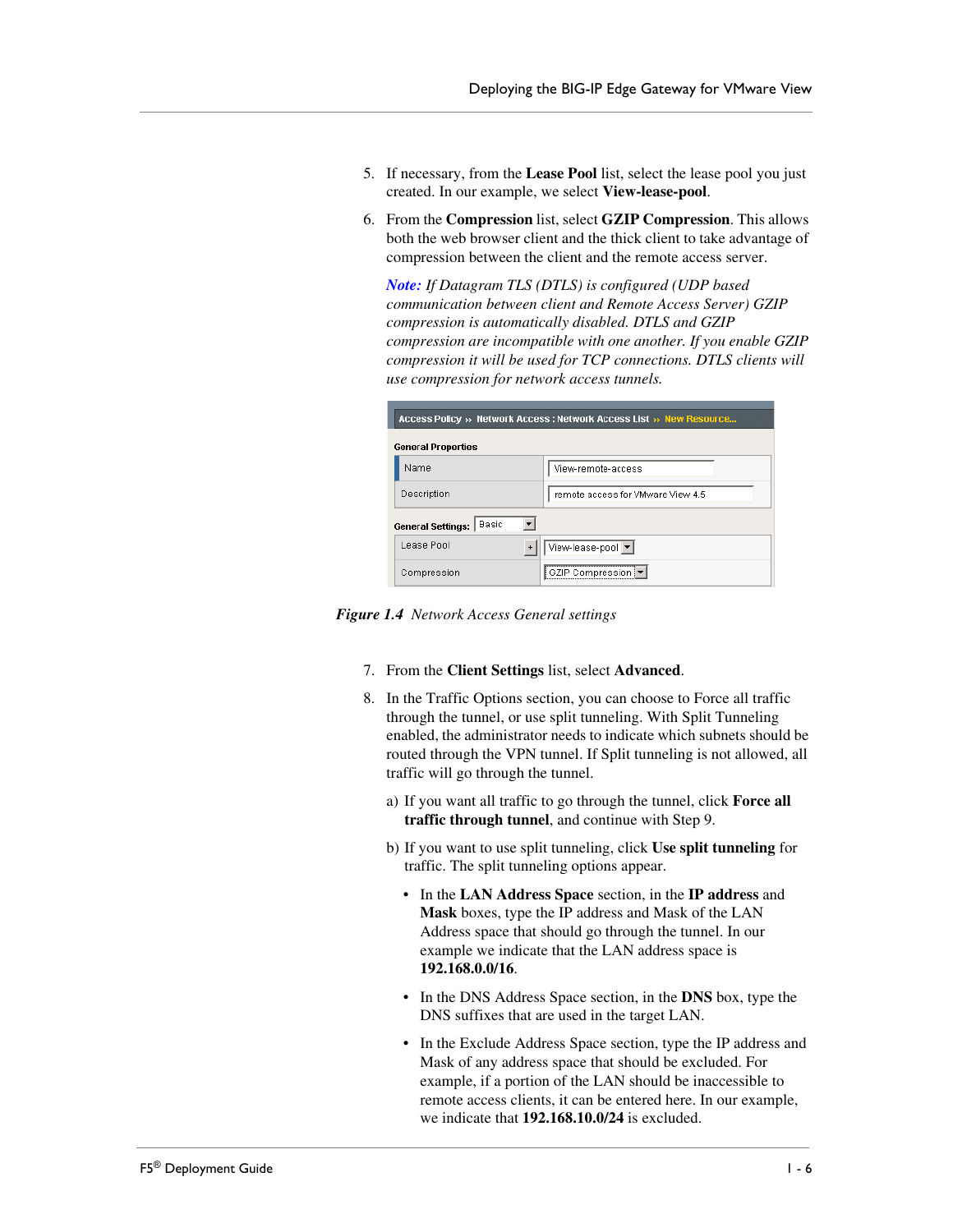5. If necessary, from the **Lease Pool** list, select the lease pool you just created. In our example, we select **View-lease-pool**.

6. From the **Compression** list, select **GZIP Compression**. This allows both the web browser client and the thick client to take advantage of compression between the client and the remote access server.

   ***Note:*** *If Datagram TLS (DTLS) is configured (UDP based communication between client and Remote Access Server) GZIP compression is automatically disabled. DTLS and GZIP compression are incompatible with one another. If you enable GZIP compression it will be used for TCP connections. DTLS clients will use compression for network access tunnels.*

***Figure 1.4*** *Network Access General settings*

7. From the **Client Settings** list, select **Advanced**.

8. In the Traffic Options section, you can choose to Force all traffic through the tunnel, or use split tunneling. With Split Tunneling enabled, the administrator needs to indicate which subnets should be routed through the VPN tunnel. If Split tunneling is not allowed, all traffic will go through the tunnel.

   a) If you want all traffic to go through the tunnel, click **Force all traffic through tunnel**, and continue with Step 9.

   b) If you want to use split tunneling, click **Use split tunneling** for traffic. The split tunneling options appear.

   - In the **LAN Address Space** section, in the **IP address** and **Mask** boxes, type the IP address and Mask of the LAN Address space that should go through the tunnel. In our example we indicate that the LAN address space is **192.168.0.0/16**.

   - In the DNS Address Space section, in the **DNS** box, type the DNS suffixes that are used in the target LAN.

   - In the Exclude Address Space section, type the IP address and Mask of any address space that should be excluded. For example, if a portion of the LAN should be inaccessible to remote access clients, it can be entered here. In our example, we indicate that **192.168.10.0/24** is excluded.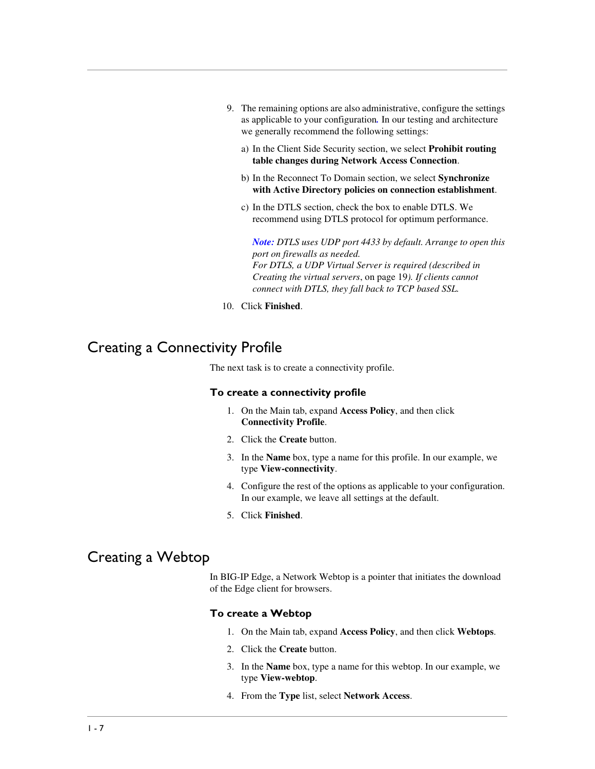9. The remaining options are also administrative, configure the settings as applicable to your configuration. In our testing and architecture we generally recommend the following settings:

   a) In the Client Side Security section, we select **Prohibit routing table changes during Network Access Connection**.

   b) In the Reconnect To Domain section, we select **Synchronize with Active Directory policies on connection establishment**.

   c) In the DTLS section, check the box to enable DTLS. We recommend using DTLS protocol for optimum performance.

   ***Note:*** *DTLS uses UDP port 4433 by default. Arrange to open this port on firewalls as needed.*
   *For DTLS, a UDP Virtual Server is required (described in Creating the virtual servers*, on page 19*). If clients cannot connect with DTLS, they fall back to TCP based SSL.*

10. Click **Finished**.

# Creating a Connectivity Profile

The next task is to create a connectivity profile.

### To create a connectivity profile

1. On the Main tab, expand **Access Policy**, and then click **Connectivity Profile**.
2. Click the **Create** button.
3. In the **Name** box, type a name for this profile. In our example, we type **View-connectivity**.
4. Configure the rest of the options as applicable to your configuration. In our example, we leave all settings at the default.
5. Click **Finished**.

# Creating a Webtop

In BIG-IP Edge, a Network Webtop is a pointer that initiates the download of the Edge client for browsers.

### To create a Webtop

1. On the Main tab, expand **Access Policy**, and then click **Webtops**.
2. Click the **Create** button.
3. In the **Name** box, type a name for this webtop. In our example, we type **View-webtop**.
4. From the **Type** list, select **Network Access**.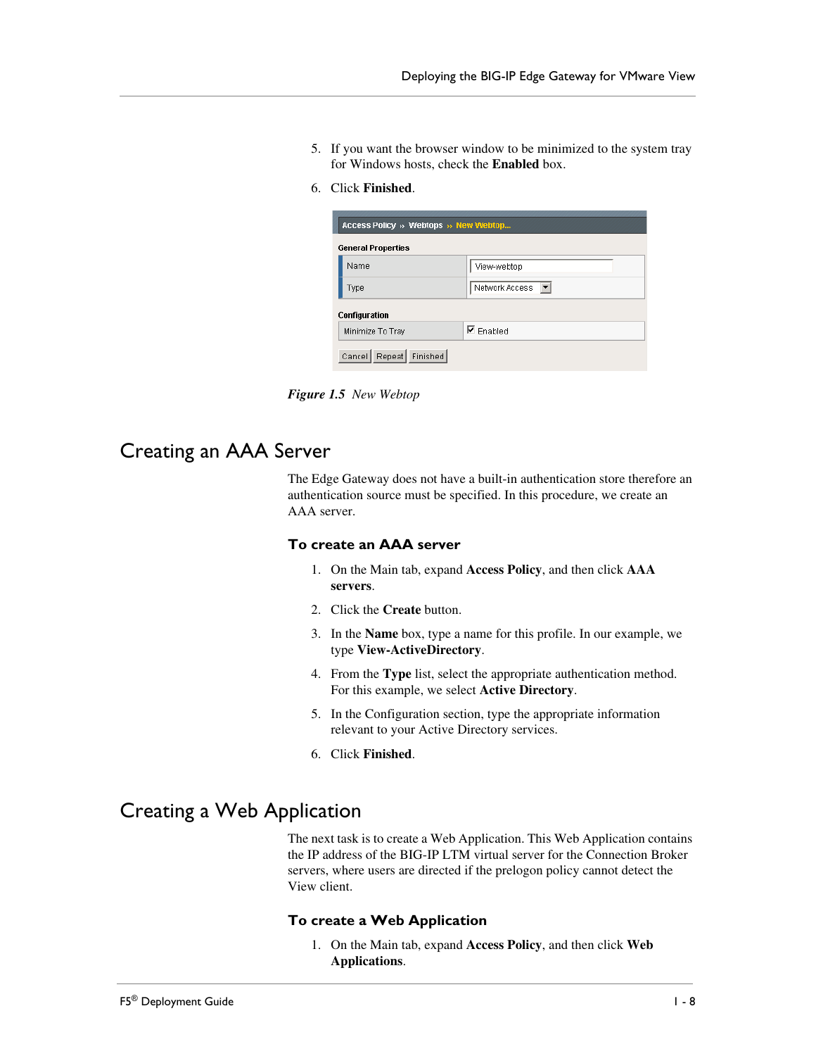5. If you want the browser window to be minimized to the system tray for Windows hosts, check the **Enabled** box.

6. Click **Finished**.

***Figure 1.5*** *New Webtop*

# Creating an AAA Server

The Edge Gateway does not have a built-in authentication store therefore an authentication source must be specified. In this procedure, we create an AAA server.

### To create an AAA server

1. On the Main tab, expand **Access Policy**, and then click **AAA servers**.

2. Click the **Create** button.

3. In the **Name** box, type a name for this profile. In our example, we type **View-ActiveDirectory**.

4. From the **Type** list, select the appropriate authentication method. For this example, we select **Active Directory**.

5. In the Configuration section, type the appropriate information relevant to your Active Directory services.

6. Click **Finished**.

# Creating a Web Application

The next task is to create a Web Application. This Web Application contains the IP address of the BIG-IP LTM virtual server for the Connection Broker servers, where users are directed if the prelogon policy cannot detect the View client.

### To create a Web Application

1. On the Main tab, expand **Access Policy**, and then click **Web Applications**.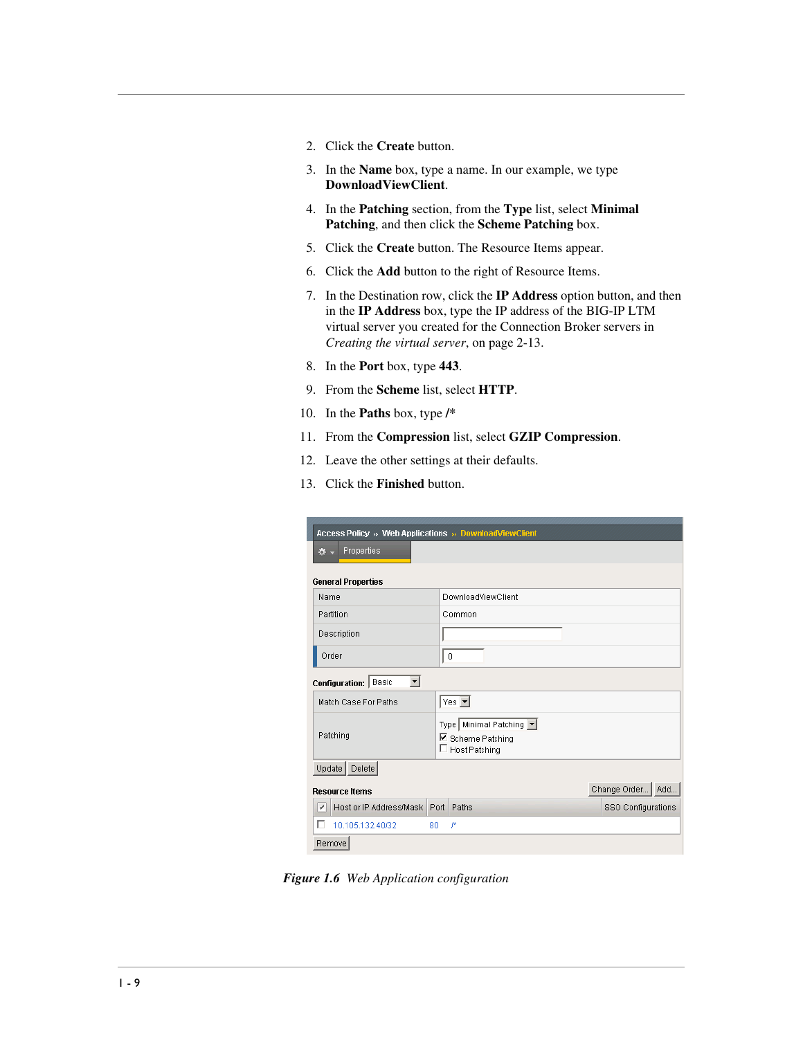2. Click the **Create** button.
3. In the **Name** box, type a name. In our example, we type **DownloadViewClient**.
4. In the **Patching** section, from the **Type** list, select **Minimal Patching**, and then click the **Scheme Patching** box.
5. Click the **Create** button. The Resource Items appear.
6. Click the **Add** button to the right of Resource Items.
7. In the Destination row, click the **IP Address** option button, and then in the **IP Address** box, type the IP address of the BIG-IP LTM virtual server you created for the Connection Broker servers in *Creating the virtual server*, on page 2-13.
8. In the **Port** box, type **443**.
9. From the **Scheme** list, select **HTTP**.
10. In the **Paths** box, type **/***
11. From the **Compression** list, select **GZIP Compression**.
12. Leave the other settings at their defaults.
13. Click the **Finished** button.

***Figure 1.6*** *Web Application configuration*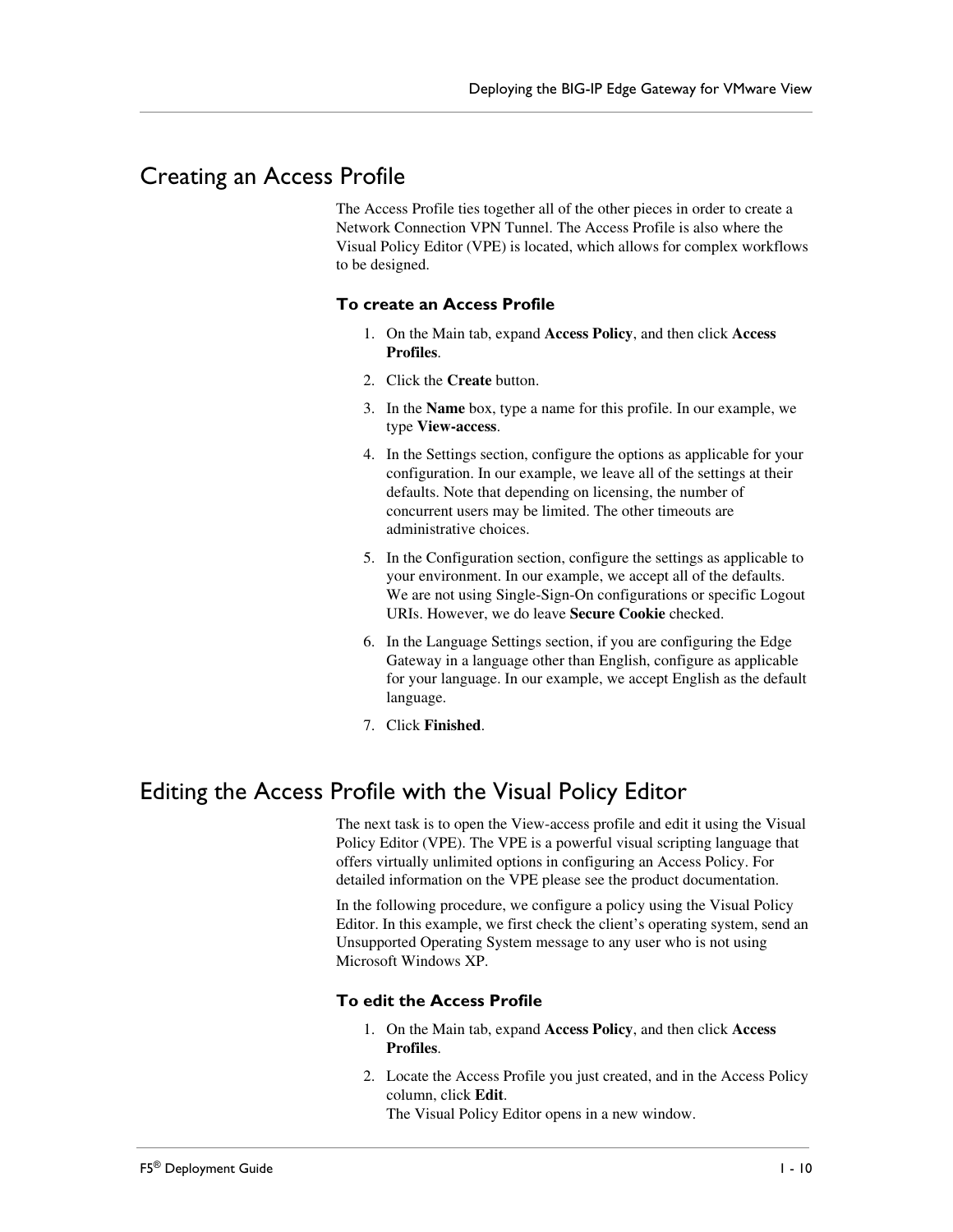# Creating an Access Profile

The Access Profile ties together all of the other pieces in order to create a Network Connection VPN Tunnel. The Access Profile is also where the Visual Policy Editor (VPE) is located, which allows for complex workflows to be designed.

### To create an Access Profile

1. On the Main tab, expand **Access Policy**, and then click **Access Profiles**.
2. Click the **Create** button.
3. In the **Name** box, type a name for this profile. In our example, we type **View-access**.
4. In the Settings section, configure the options as applicable for your configuration. In our example, we leave all of the settings at their defaults. Note that depending on licensing, the number of concurrent users may be limited. The other timeouts are administrative choices.
5. In the Configuration section, configure the settings as applicable to your environment. In our example, we accept all of the defaults. We are not using Single-Sign-On configurations or specific Logout URIs. However, we do leave **Secure Cookie** checked.
6. In the Language Settings section, if you are configuring the Edge Gateway in a language other than English, configure as applicable for your language. In our example, we accept English as the default language.
7. Click **Finished**.

# Editing the Access Profile with the Visual Policy Editor

The next task is to open the View-access profile and edit it using the Visual Policy Editor (VPE). The VPE is a powerful visual scripting language that offers virtually unlimited options in configuring an Access Policy. For detailed information on the VPE please see the product documentation.

In the following procedure, we configure a policy using the Visual Policy Editor. In this example, we first check the client's operating system, send an Unsupported Operating System message to any user who is not using Microsoft Windows XP.

### To edit the Access Profile

1. On the Main tab, expand **Access Policy**, and then click **Access Profiles**.
2. Locate the Access Profile you just created, and in the Access Policy column, click **Edit**.  
   The Visual Policy Editor opens in a new window.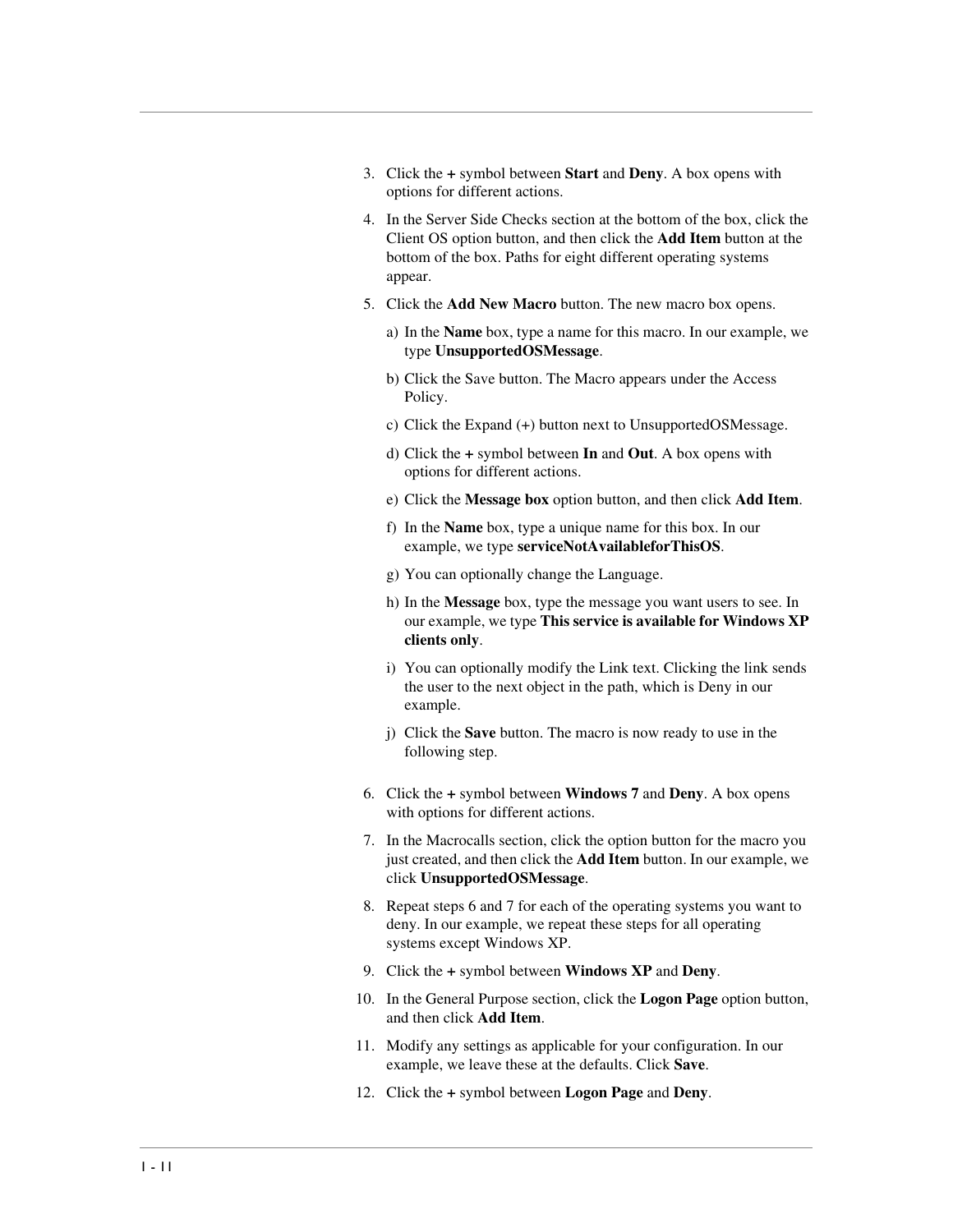3. Click the **+** symbol between **Start** and **Deny**. A box opens with options for different actions.
4. In the Server Side Checks section at the bottom of the box, click the Client OS option button, and then click the **Add Item** button at the bottom of the box. Paths for eight different operating systems appear.
5. Click the **Add New Macro** button. The new macro box opens.
   a) In the **Name** box, type a name for this macro. In our example, we type **UnsupportedOSMessage**.
   b) Click the Save button. The Macro appears under the Access Policy.
   c) Click the Expand (+) button next to UnsupportedOSMessage.
   d) Click the **+** symbol between **In** and **Out**. A box opens with options for different actions.
   e) Click the **Message box** option button, and then click **Add Item**.
   f) In the **Name** box, type a unique name for this box. In our example, we type **serviceNotAvailableforThisOS**.
   g) You can optionally change the Language.
   h) In the **Message** box, type the message you want users to see. In our example, we type **This service is available for Windows XP clients only**.
   i) You can optionally modify the Link text. Clicking the link sends the user to the next object in the path, which is Deny in our example.
   j) Click the **Save** button. The macro is now ready to use in the following step.
6. Click the **+** symbol between **Windows 7** and **Deny**. A box opens with options for different actions.
7. In the Macrocalls section, click the option button for the macro you just created, and then click the **Add Item** button. In our example, we click **UnsupportedOSMessage**.
8. Repeat steps 6 and 7 for each of the operating systems you want to deny. In our example, we repeat these steps for all operating systems except Windows XP.
9. Click the **+** symbol between **Windows XP** and **Deny**.
10. In the General Purpose section, click the **Logon Page** option button, and then click **Add Item**.
11. Modify any settings as applicable for your configuration. In our example, we leave these at the defaults. Click **Save**.
12. Click the **+** symbol between **Logon Page** and **Deny**.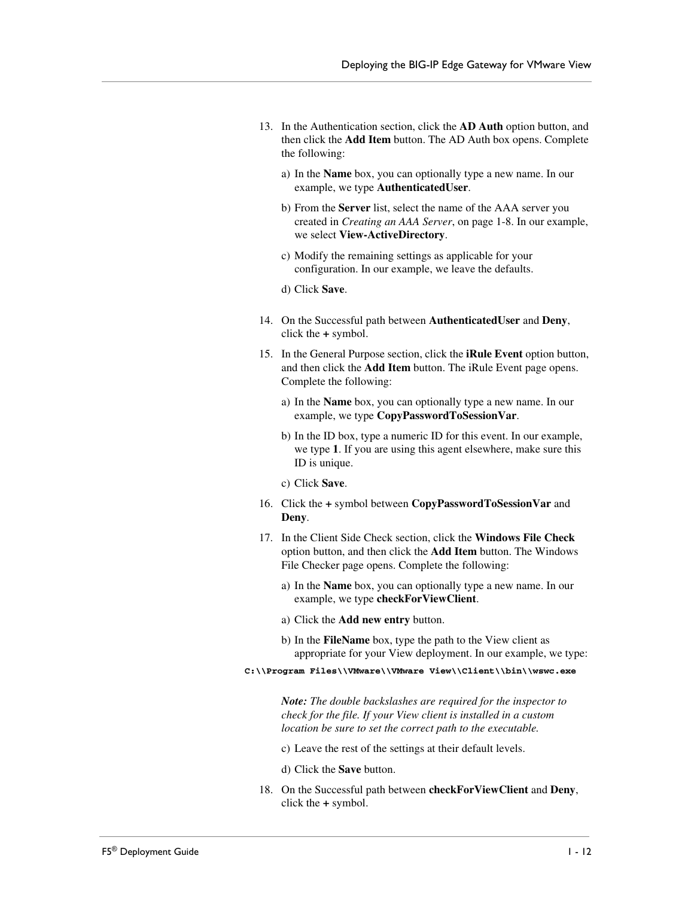13. In the Authentication section, click the **AD Auth** option button, and then click the **Add Item** button. The AD Auth box opens. Complete the following:

    a) In the **Name** box, you can optionally type a new name. In our example, we type **AuthenticatedUser**.

    b) From the **Server** list, select the name of the AAA server you created in *Creating an AAA Server*, on page 1-8. In our example, we select **View-ActiveDirectory**.

    c) Modify the remaining settings as applicable for your configuration. In our example, we leave the defaults.

    d) Click **Save**.

14. On the Successful path between **AuthenticatedUser** and **Deny**, click the **+** symbol.

15. In the General Purpose section, click the **iRule Event** option button, and then click the **Add Item** button. The iRule Event page opens. Complete the following:

    a) In the **Name** box, you can optionally type a new name. In our example, we type **CopyPasswordToSessionVar**.

    b) In the ID box, type a numeric ID for this event. In our example, we type **1**. If you are using this agent elsewhere, make sure this ID is unique.

    c) Click **Save**.

16. Click the **+** symbol between **CopyPasswordToSessionVar** and **Deny**.

17. In the Client Side Check section, click the **Windows File Check** option button, and then click the **Add Item** button. The Windows File Checker page opens. Complete the following:

    a) In the **Name** box, you can optionally type a new name. In our example, we type **checkForViewClient**.

    a) Click the **Add new entry** button.

    b) In the **FileName** box, type the path to the View client as appropriate for your View deployment. In our example, we type:

```
C:\\Program Files\\VMware\\VMware View\\Client\\bin\\wswc.exe
```

    ***Note:*** *The double backslashes are required for the inspector to check for the file. If your View client is installed in a custom location be sure to set the correct path to the executable.*

    c) Leave the rest of the settings at their default levels.

    d) Click the **Save** button.

18. On the Successful path between **checkForViewClient** and **Deny**, click the **+** symbol.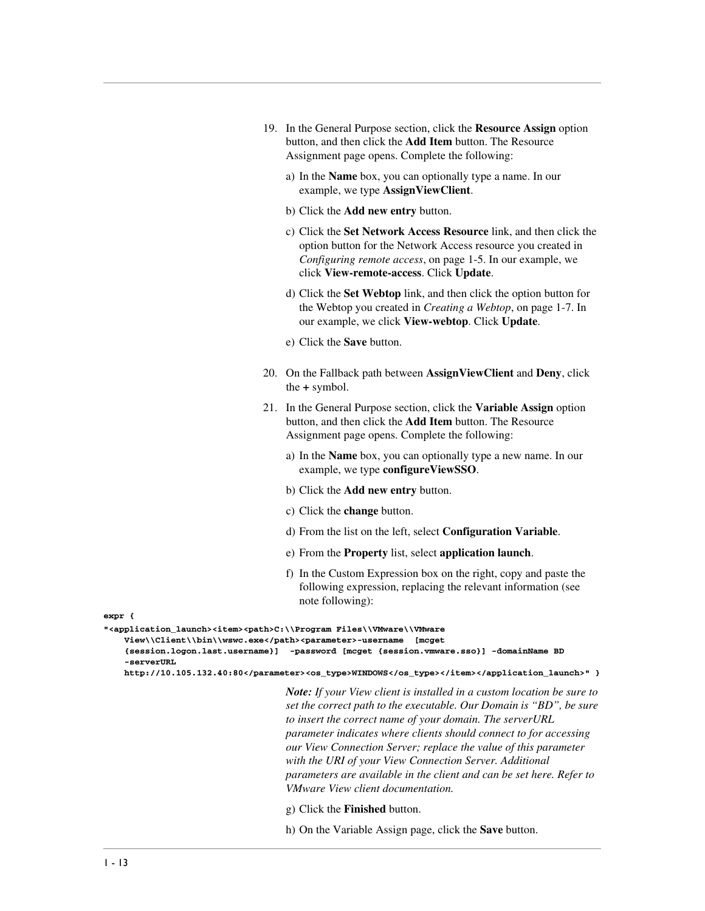19. In the General Purpose section, click the **Resource Assign** option button, and then click the **Add Item** button. The Resource Assignment page opens. Complete the following:

    a) In the **Name** box, you can optionally type a name. In our example, we type **AssignViewClient**.

    b) Click the **Add new entry** button.

    c) Click the **Set Network Access Resource** link, and then click the option button for the Network Access resource you created in *Configuring remote access*, on page 1-5. In our example, we click **View-remote-access**. Click **Update**.

    d) Click the **Set Webtop** link, and then click the option button for the Webtop you created in *Creating a Webtop*, on page 1-7. In our example, we click **View-webtop**. Click **Update**.

    e) Click the **Save** button.

20. On the Fallback path between **AssignViewClient** and **Deny**, click the **+** symbol.

21. In the General Purpose section, click the **Variable Assign** option button, and then click the **Add Item** button. The Resource Assignment page opens. Complete the following:

    a) In the **Name** box, you can optionally type a new name. In our example, we type **configureViewSSO**.

    b) Click the **Add new entry** button.

    c) Click the **change** button.

    d) From the list on the left, select **Configuration Variable**.

    e) From the **Property** list, select **application launch**.

    f) In the Custom Expression box on the right, copy and paste the following expression, replacing the relevant information (see note following):

```
expr {
"<application_launch><item><path>C:\\Program Files\\VMware\\VMware
    View\\Client\\bin\\wswc.exe</path><parameter>-username  [mcget
    {session.logon.last.username}]  -password [mcget {session.vmware.sso}] -domainName BD
    -serverURL
    http://10.105.132.40:80</parameter><os_type>WINDOWS</os_type></item></application_launch>" }
```

*Note: If your View client is installed in a custom location be sure to set the correct path to the executable. Our Domain is "BD", be sure to insert the correct name of your domain. The serverURL parameter indicates where clients should connect to for accessing our View Connection Server; replace the value of this parameter with the URI of your View Connection Server. Additional parameters are available in the client and can be set here. Refer to VMware View client documentation.*

    g) Click the **Finished** button.

    h) On the Variable Assign page, click the **Save** button.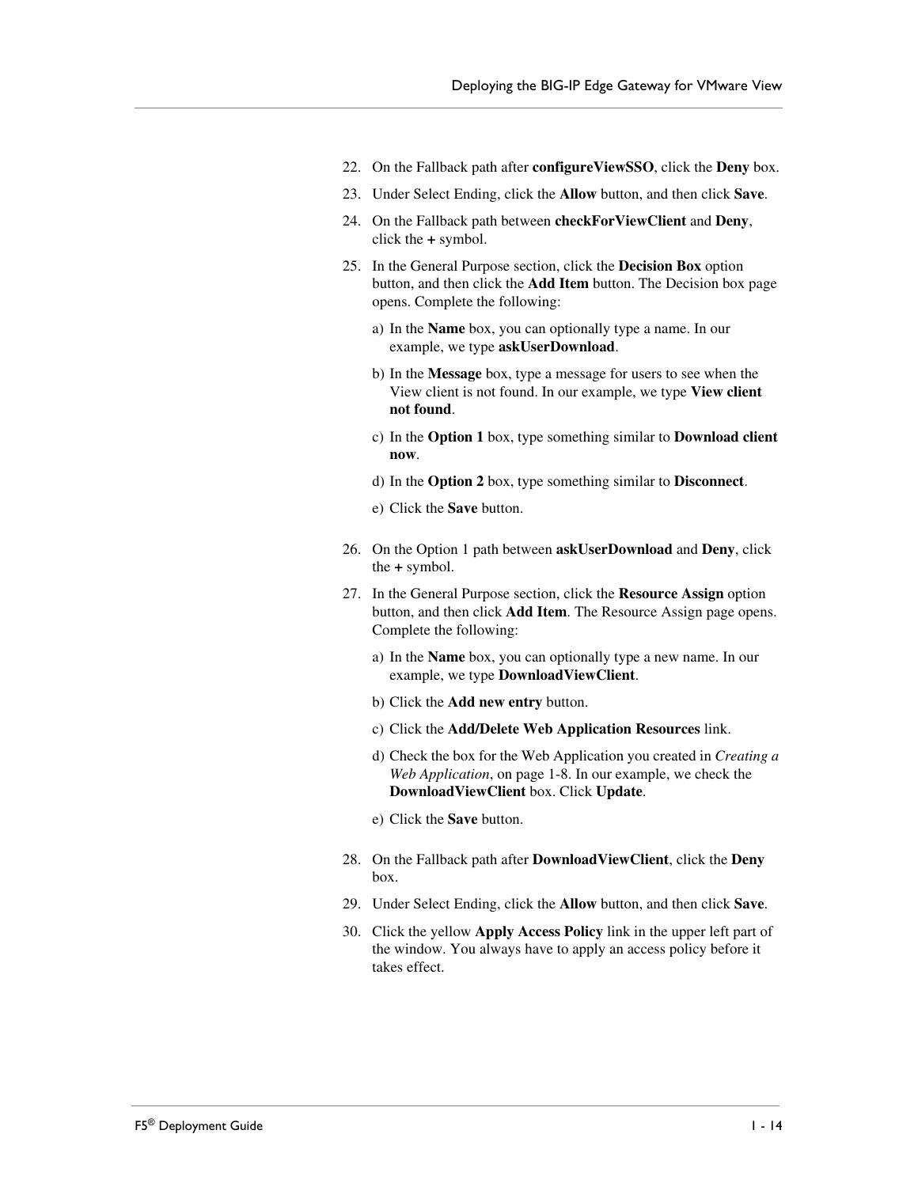22. On the Fallback path after **configureViewSSO**, click the **Deny** box.

23. Under Select Ending, click the **Allow** button, and then click **Save**.

24. On the Fallback path between **checkForViewClient** and **Deny**, click the **+** symbol.

25. In the General Purpose section, click the **Decision Box** option button, and then click the **Add Item** button. The Decision box page opens. Complete the following:

    a) In the **Name** box, you can optionally type a name. In our example, we type **askUserDownload**.

    b) In the **Message** box, type a message for users to see when the View client is not found. In our example, we type **View client not found**.

    c) In the **Option 1** box, type something similar to **Download client now**.

    d) In the **Option 2** box, type something similar to **Disconnect**.

    e) Click the **Save** button.

26. On the Option 1 path between **askUserDownload** and **Deny**, click the **+** symbol.

27. In the General Purpose section, click the **Resource Assign** option button, and then click **Add Item**. The Resource Assign page opens. Complete the following:

    a) In the **Name** box, you can optionally type a new name. In our example, we type **DownloadViewClient**.

    b) Click the **Add new entry** button.

    c) Click the **Add/Delete Web Application Resources** link.

    d) Check the box for the Web Application you created in *Creating a Web Application*, on page 1-8. In our example, we check the **DownloadViewClient** box. Click **Update**.

    e) Click the **Save** button.

28. On the Fallback path after **DownloadViewClient**, click the **Deny** box.

29. Under Select Ending, click the **Allow** button, and then click **Save**.

30. Click the yellow **Apply Access Policy** link in the upper left part of the window. You always have to apply an access policy before it takes effect.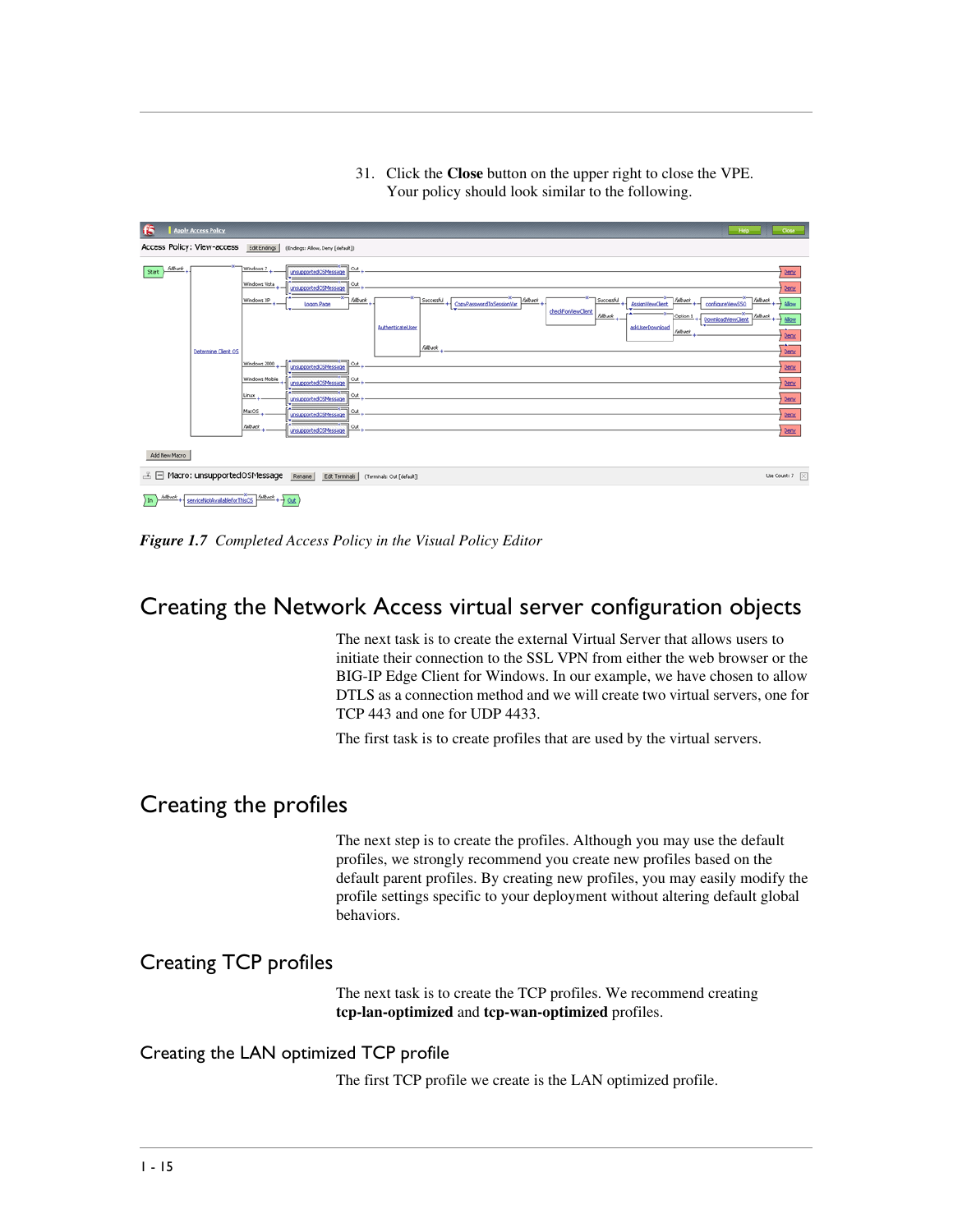31. Click the **Close** button on the upper right to close the VPE. Your policy should look similar to the following.

***Figure 1.7*** *Completed Access Policy in the Visual Policy Editor*

# Creating the Network Access virtual server configuration objects

The next task is to create the external Virtual Server that allows users to initiate their connection to the SSL VPN from either the web browser or the BIG-IP Edge Client for Windows. In our example, we have chosen to allow DTLS as a connection method and we will create two virtual servers, one for TCP 443 and one for UDP 4433.

The first task is to create profiles that are used by the virtual servers.

# Creating the profiles

The next step is to create the profiles. Although you may use the default profiles, we strongly recommend you create new profiles based on the default parent profiles. By creating new profiles, you may easily modify the profile settings specific to your deployment without altering default global behaviors.

## Creating TCP profiles

The next task is to create the TCP profiles. We recommend creating **tcp-lan-optimized** and **tcp-wan-optimized** profiles.

### Creating the LAN optimized TCP profile

The first TCP profile we create is the LAN optimized profile.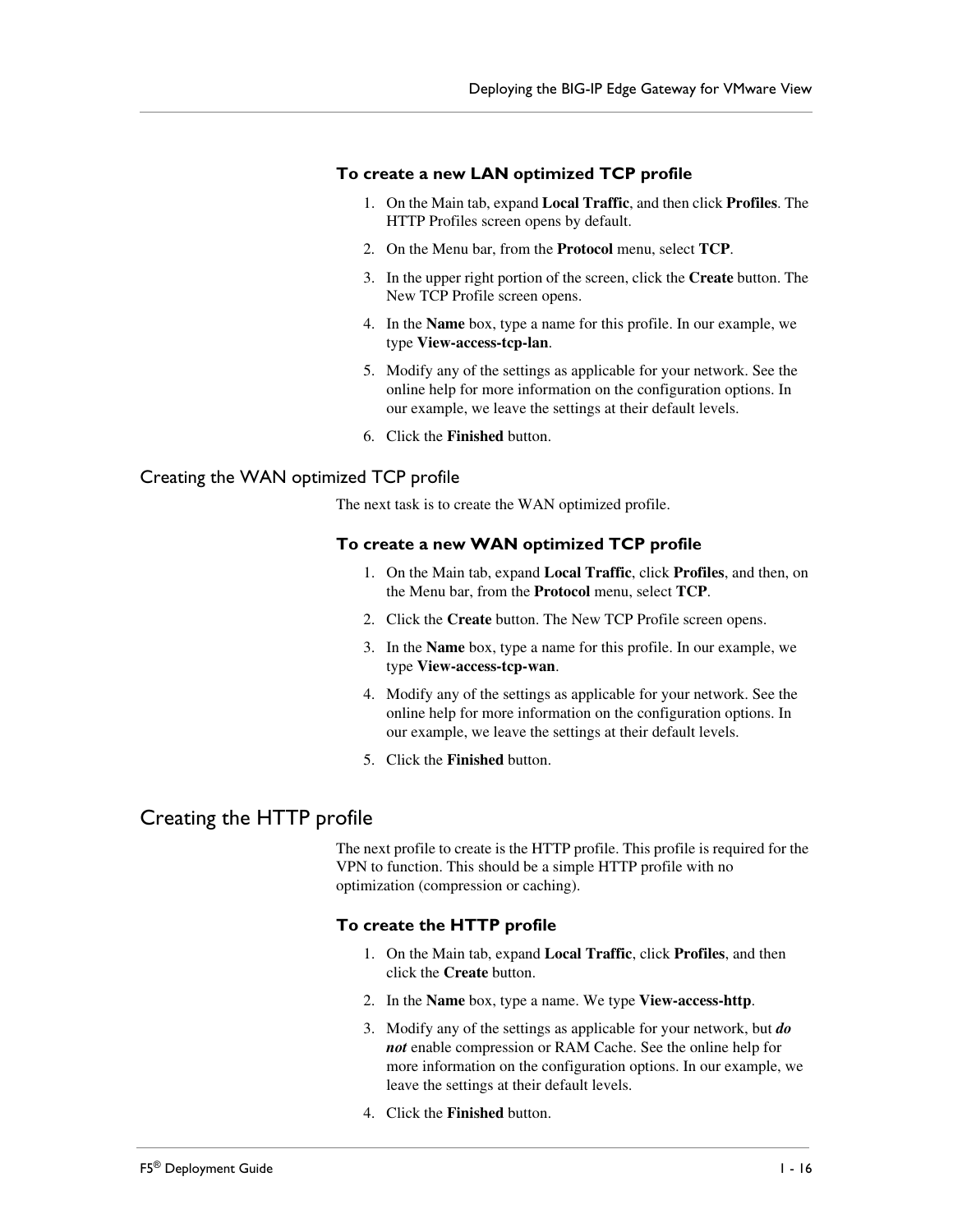#### To create a new LAN optimized TCP profile

1. On the Main tab, expand **Local Traffic**, and then click **Profiles**. The HTTP Profiles screen opens by default.
2. On the Menu bar, from the **Protocol** menu, select **TCP**.
3. In the upper right portion of the screen, click the **Create** button. The New TCP Profile screen opens.
4. In the **Name** box, type a name for this profile. In our example, we type **View-access-tcp-lan**.
5. Modify any of the settings as applicable for your network. See the online help for more information on the configuration options. In our example, we leave the settings at their default levels.
6. Click the **Finished** button.

### Creating the WAN optimized TCP profile

The next task is to create the WAN optimized profile.

#### To create a new WAN optimized TCP profile

1. On the Main tab, expand **Local Traffic**, click **Profiles**, and then, on the Menu bar, from the **Protocol** menu, select **TCP**.
2. Click the **Create** button. The New TCP Profile screen opens.
3. In the **Name** box, type a name for this profile. In our example, we type **View-access-tcp-wan**.
4. Modify any of the settings as applicable for your network. See the online help for more information on the configuration options. In our example, we leave the settings at their default levels.
5. Click the **Finished** button.

## Creating the HTTP profile

The next profile to create is the HTTP profile. This profile is required for the VPN to function. This should be a simple HTTP profile with no optimization (compression or caching).

#### To create the HTTP profile

1. On the Main tab, expand **Local Traffic**, click **Profiles**, and then click the **Create** button.
2. In the **Name** box, type a name. We type **View-access-http**.
3. Modify any of the settings as applicable for your network, but ***do not*** enable compression or RAM Cache. See the online help for more information on the configuration options. In our example, we leave the settings at their default levels.
4. Click the **Finished** button.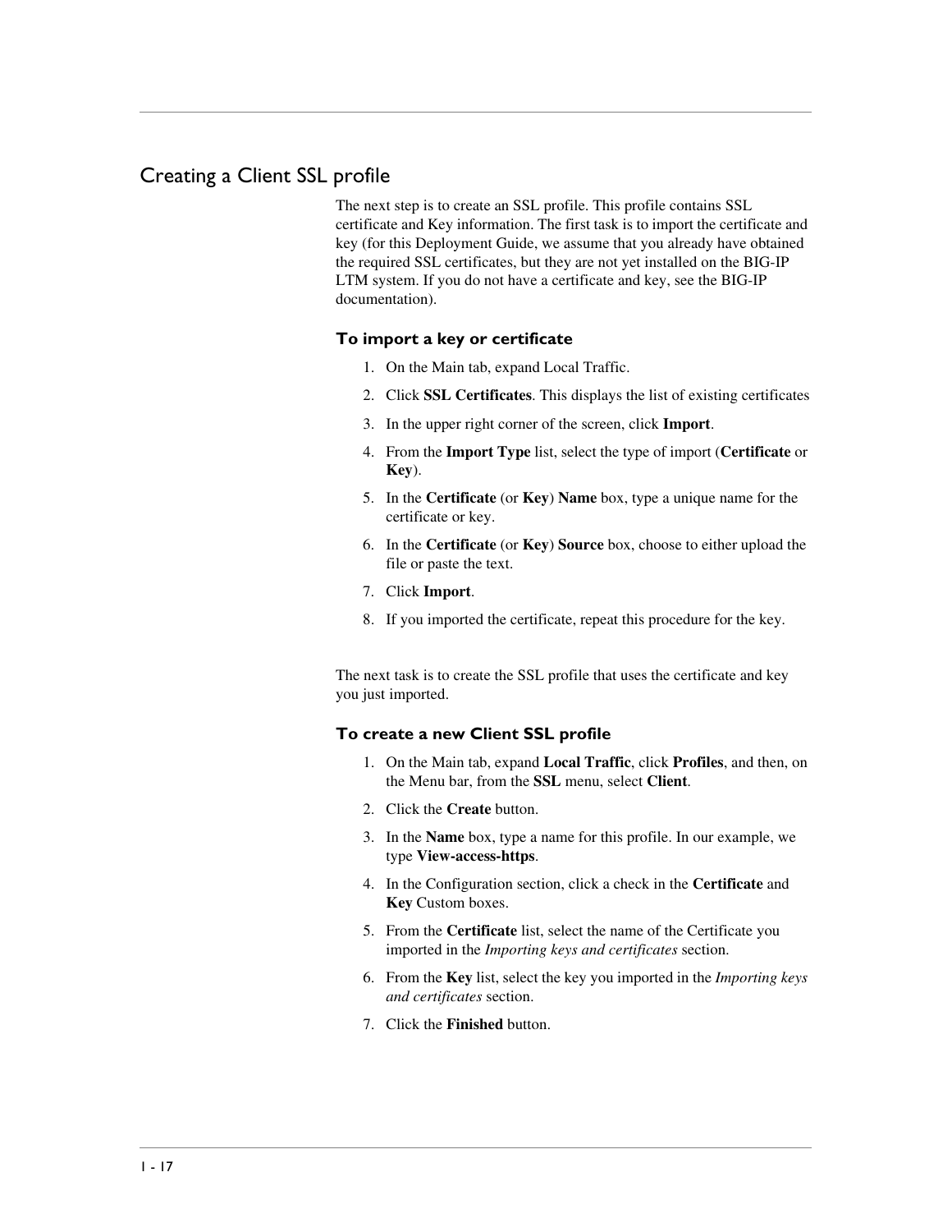## Creating a Client SSL profile

The next step is to create an SSL profile. This profile contains SSL certificate and Key information. The first task is to import the certificate and key (for this Deployment Guide, we assume that you already have obtained the required SSL certificates, but they are not yet installed on the BIG-IP LTM system. If you do not have a certificate and key, see the BIG-IP documentation).

### To import a key or certificate

1. On the Main tab, expand Local Traffic.
2. Click **SSL Certificates**. This displays the list of existing certificates
3. In the upper right corner of the screen, click **Import**.
4. From the **Import Type** list, select the type of import (**Certificate** or **Key**).
5. In the **Certificate** (or **Key**) **Name** box, type a unique name for the certificate or key.
6. In the **Certificate** (or **Key**) **Source** box, choose to either upload the file or paste the text.
7. Click **Import**.
8. If you imported the certificate, repeat this procedure for the key.

The next task is to create the SSL profile that uses the certificate and key you just imported.

### To create a new Client SSL profile

1. On the Main tab, expand **Local Traffic**, click **Profiles**, and then, on the Menu bar, from the **SSL** menu, select **Client**.
2. Click the **Create** button.
3. In the **Name** box, type a name for this profile. In our example, we type **View-access-https**.
4. In the Configuration section, click a check in the **Certificate** and **Key** Custom boxes.
5. From the **Certificate** list, select the name of the Certificate you imported in the *Importing keys and certificates* section.
6. From the **Key** list, select the key you imported in the *Importing keys and certificates* section.
7. Click the **Finished** button.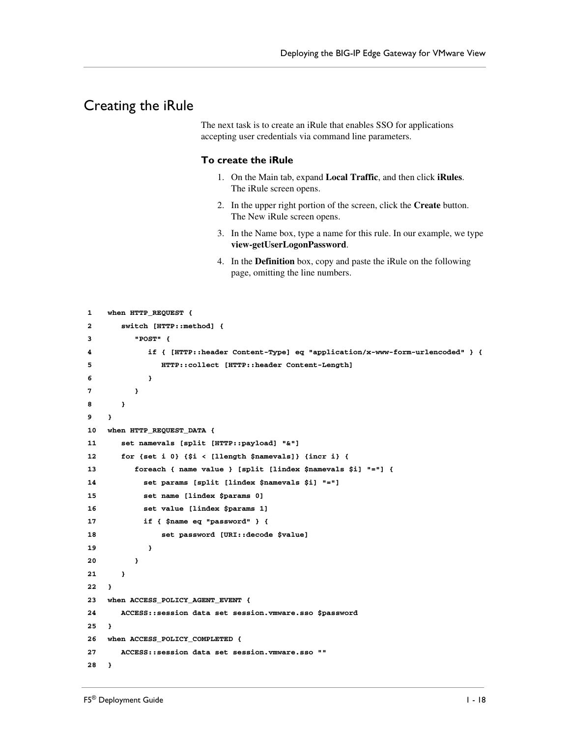## Creating the iRule

The next task is to create an iRule that enables SSO for applications accepting user credentials via command line parameters.

### To create the iRule

1. On the Main tab, expand **Local Traffic**, and then click **iRules**. The iRule screen opens.
2. In the upper right portion of the screen, click the **Create** button. The New iRule screen opens.
3. In the Name box, type a name for this rule. In our example, we type **view-getUserLogonPassword**.
4. In the **Definition** box, copy and paste the iRule on the following page, omitting the line numbers.

```
1    when HTTP_REQUEST {
2       switch [HTTP::method] {
3          "POST" {
4             if { [HTTP::header Content-Type] eq "application/x-www-form-urlencoded" } {
5                HTTP::collect [HTTP::header Content-Length]
6             }
7          }
8       }
9    }
10   when HTTP_REQUEST_DATA {
11      set namevals [split [HTTP::payload] "&"]
12      for {set i 0} {$i < [llength $namevals]} {incr i} {
13         foreach { name value } [split [lindex $namevals $i] "="] {
14           set params [split [lindex $namevals $i] "="]
15           set name [lindex $params 0]
16           set value [lindex $params 1]
17           if { $name eq "password" } {
18               set password [URI::decode $value]
19            }
20         }
21      }
22   }
23   when ACCESS_POLICY_AGENT_EVENT {
24      ACCESS::session data set session.vmware.sso $password
25   }
26   when ACCESS_POLICY_COMPLETED {
27      ACCESS::session data set session.vmware.sso ""
28   }
```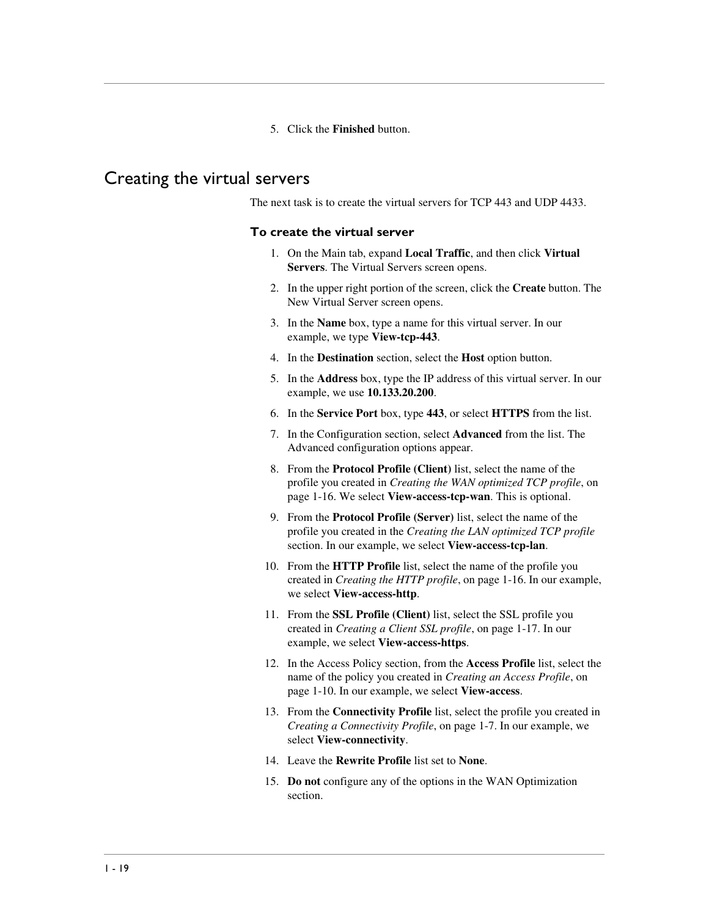5. Click the **Finished** button.

## Creating the virtual servers

The next task is to create the virtual servers for TCP 443 and UDP 4433.

### To create the virtual server

1. On the Main tab, expand **Local Traffic**, and then click **Virtual Servers**. The Virtual Servers screen opens.
2. In the upper right portion of the screen, click the **Create** button. The New Virtual Server screen opens.
3. In the **Name** box, type a name for this virtual server. In our example, we type **View-tcp-443**.
4. In the **Destination** section, select the **Host** option button.
5. In the **Address** box, type the IP address of this virtual server. In our example, we use **10.133.20.200**.
6. In the **Service Port** box, type **443**, or select **HTTPS** from the list.
7. In the Configuration section, select **Advanced** from the list. The Advanced configuration options appear.
8. From the **Protocol Profile (Client)** list, select the name of the profile you created in *Creating the WAN optimized TCP profile*, on page 1-16. We select **View-access-tcp-wan**. This is optional.
9. From the **Protocol Profile (Server)** list, select the name of the profile you created in the *Creating the LAN optimized TCP profile* section. In our example, we select **View-access-tcp-lan**.
10. From the **HTTP Profile** list, select the name of the profile you created in *Creating the HTTP profile*, on page 1-16. In our example, we select **View-access-http**.
11. From the **SSL Profile (Client)** list, select the SSL profile you created in *Creating a Client SSL profile*, on page 1-17. In our example, we select **View-access-https**.
12. In the Access Policy section, from the **Access Profile** list, select the name of the policy you created in *Creating an Access Profile*, on page 1-10. In our example, we select **View-access**.
13. From the **Connectivity Profile** list, select the profile you created in *Creating a Connectivity Profile*, on page 1-7. In our example, we select **View-connectivity**.
14. Leave the **Rewrite Profile** list set to **None**.
15. **Do not** configure any of the options in the WAN Optimization section.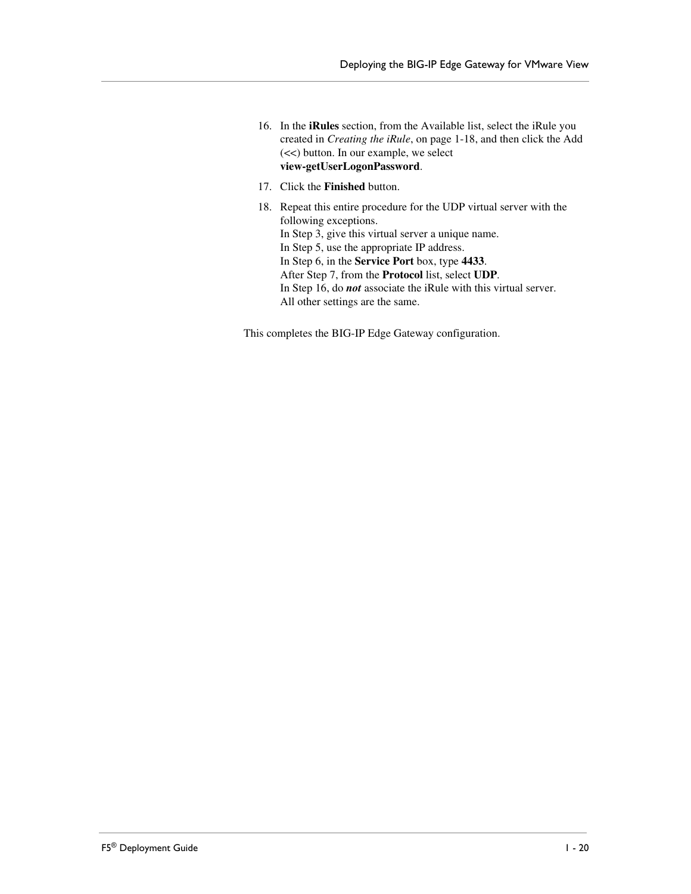16. In the **iRules** section, from the Available list, select the iRule you created in *Creating the iRule*, on page 1-18, and then click the Add (<<) button. In our example, we select **view-getUserLogonPassword**.

17. Click the **Finished** button.

18. Repeat this entire procedure for the UDP virtual server with the following exceptions.
    In Step 3, give this virtual server a unique name.
    In Step 5, use the appropriate IP address.
    In Step 6, in the **Service Port** box, type **4433**.
    After Step 7, from the **Protocol** list, select **UDP**.
    In Step 16, do ***not*** associate the iRule with this virtual server.
    All other settings are the same.

This completes the BIG-IP Edge Gateway configuration.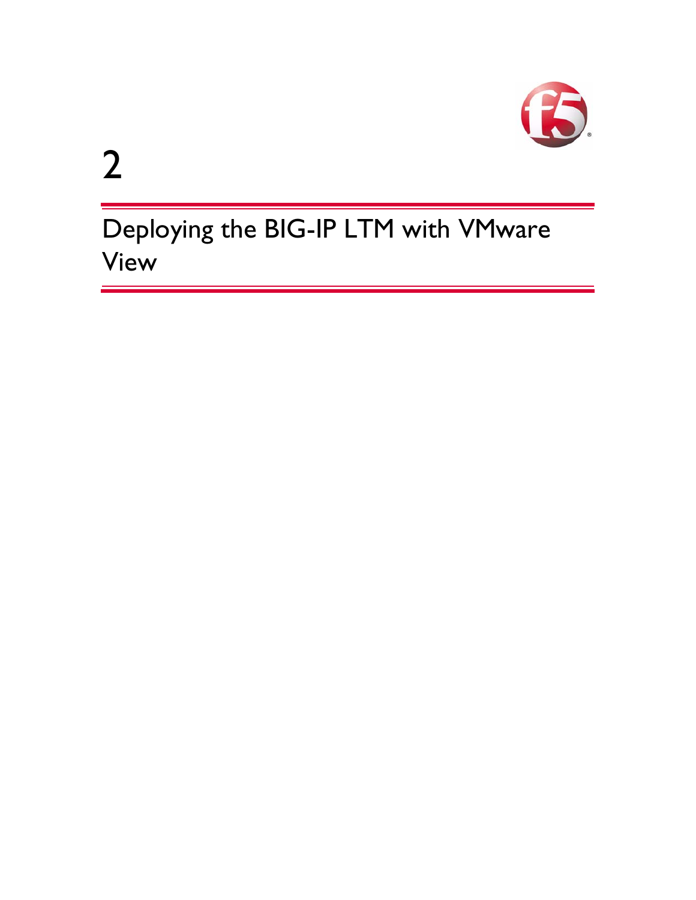# 2

# Deploying the BIG-IP LTM with VMware View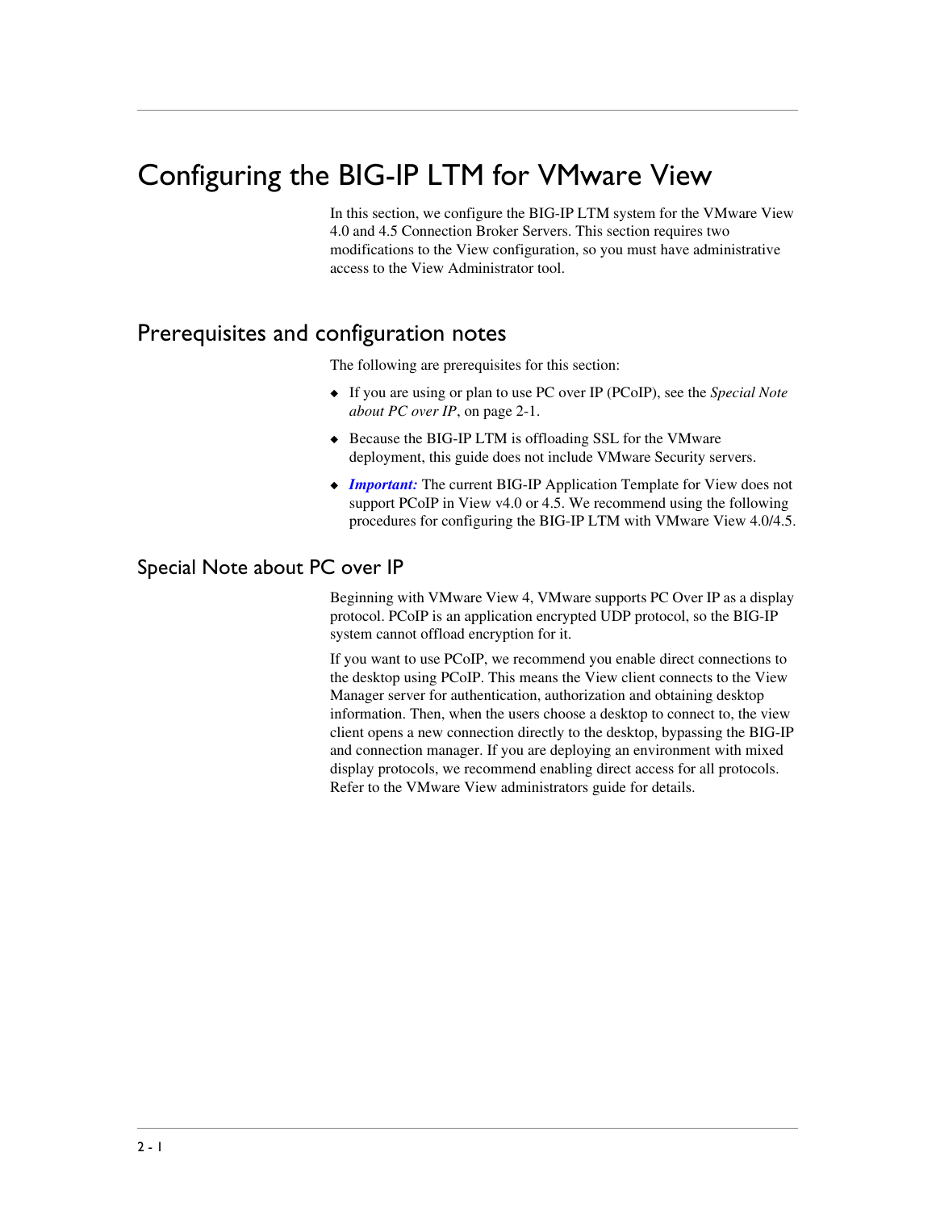# Configuring the BIG-IP LTM for VMware View

In this section, we configure the BIG-IP LTM system for the VMware View 4.0 and 4.5 Connection Broker Servers. This section requires two modifications to the View configuration, so you must have administrative access to the View Administrator tool.

## Prerequisites and configuration notes

The following are prerequisites for this section:

- If you are using or plan to use PC over IP (PCoIP), see the *Special Note about PC over IP*, on page 2-1.
- Because the BIG-IP LTM is offloading SSL for the VMware deployment, this guide does not include VMware Security servers.
- ***Important:*** The current BIG-IP Application Template for View does not support PCoIP in View v4.0 or 4.5. We recommend using the following procedures for configuring the BIG-IP LTM with VMware View 4.0/4.5.

### Special Note about PC over IP

Beginning with VMware View 4, VMware supports PC Over IP as a display protocol. PCoIP is an application encrypted UDP protocol, so the BIG-IP system cannot offload encryption for it.

If you want to use PCoIP, we recommend you enable direct connections to the desktop using PCoIP. This means the View client connects to the View Manager server for authentication, authorization and obtaining desktop information. Then, when the users choose a desktop to connect to, the view client opens a new connection directly to the desktop, bypassing the BIG-IP and connection manager. If you are deploying an environment with mixed display protocols, we recommend enabling direct access for all protocols. Refer to the VMware View administrators guide for details.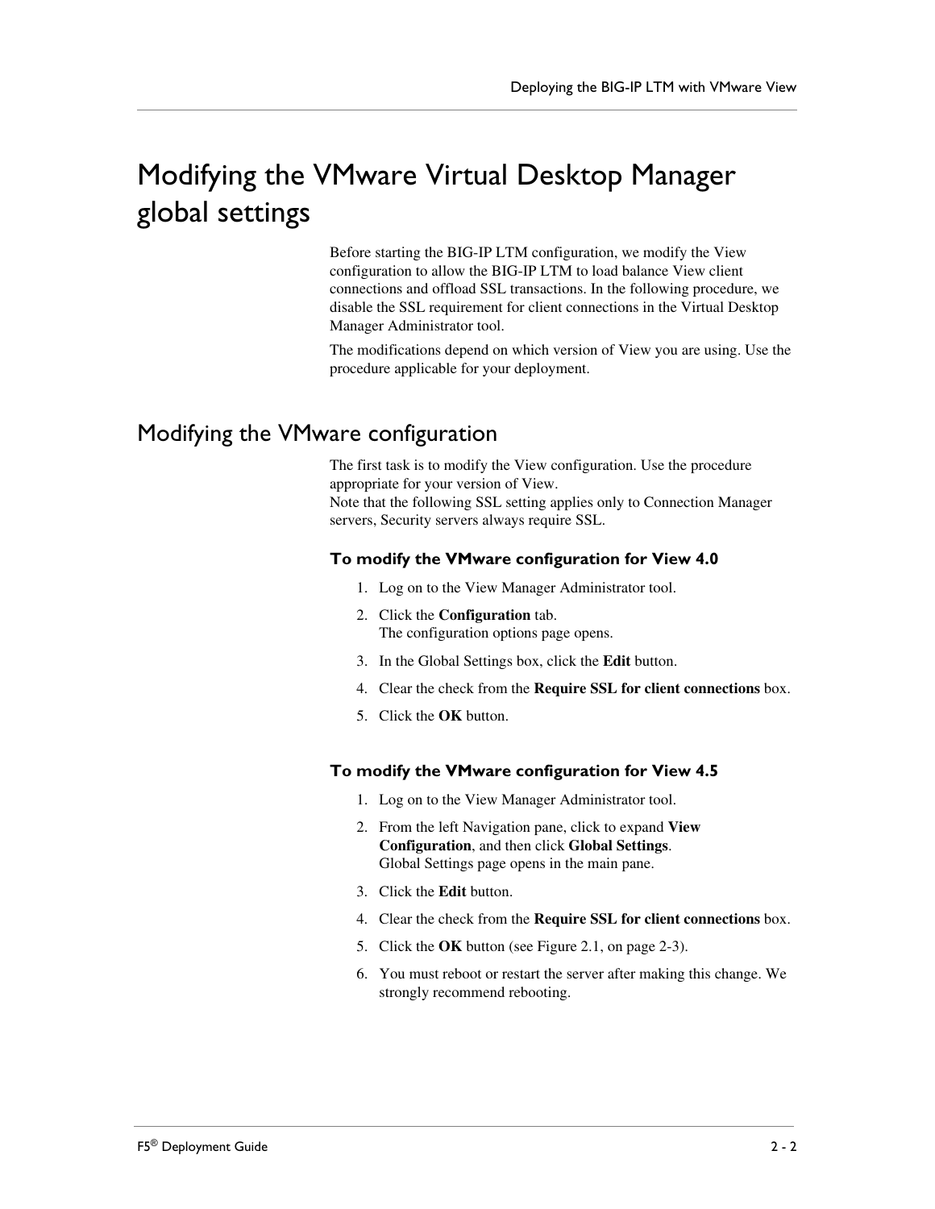# Modifying the VMware Virtual Desktop Manager global settings

Before starting the BIG-IP LTM configuration, we modify the View configuration to allow the BIG-IP LTM to load balance View client connections and offload SSL transactions. In the following procedure, we disable the SSL requirement for client connections in the Virtual Desktop Manager Administrator tool.

The modifications depend on which version of View you are using. Use the procedure applicable for your deployment.

## Modifying the VMware configuration

The first task is to modify the View configuration. Use the procedure appropriate for your version of View.
Note that the following SSL setting applies only to Connection Manager servers, Security servers always require SSL.

### To modify the VMware configuration for View 4.0

1. Log on to the View Manager Administrator tool.
2. Click the **Configuration** tab.
   The configuration options page opens.
3. In the Global Settings box, click the **Edit** button.
4. Clear the check from the **Require SSL for client connections** box.
5. Click the **OK** button.

### To modify the VMware configuration for View 4.5

1. Log on to the View Manager Administrator tool.
2. From the left Navigation pane, click to expand **View Configuration**, and then click **Global Settings**.
   Global Settings page opens in the main pane.
3. Click the **Edit** button.
4. Clear the check from the **Require SSL for client connections** box.
5. Click the **OK** button (see Figure 2.1, on page 2-3).
6. You must reboot or restart the server after making this change. We strongly recommend rebooting.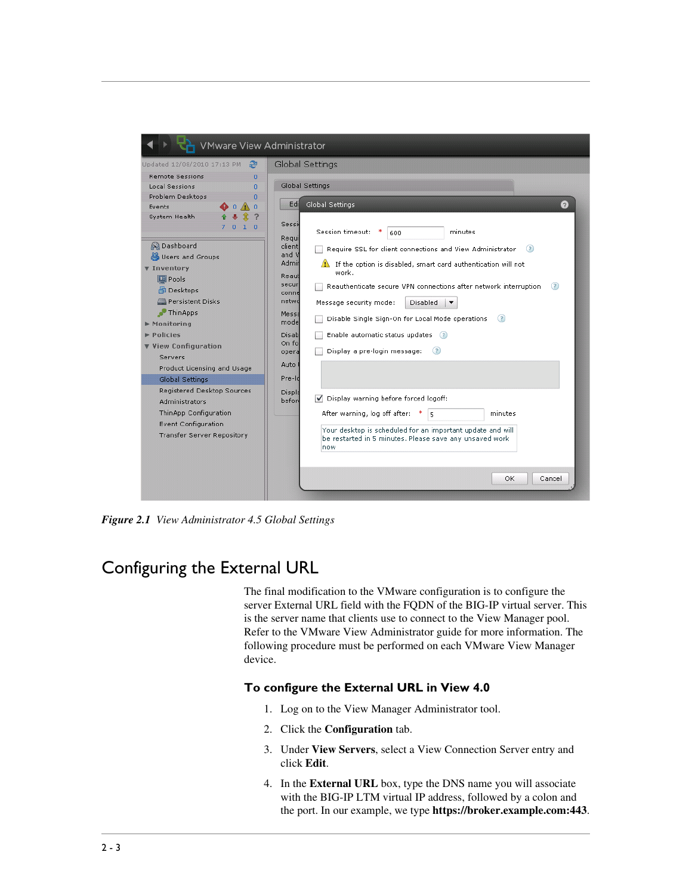*Figure 2.1 View Administrator 4.5 Global Settings*

## Configuring the External URL

The final modification to the VMware configuration is to configure the server External URL field with the FQDN of the BIG-IP virtual server. This is the server name that clients use to connect to the View Manager pool. Refer to the VMware View Administrator guide for more information. The following procedure must be performed on each VMware View Manager device.

### To configure the External URL in View 4.0

1. Log on to the View Manager Administrator tool.
2. Click the **Configuration** tab.
3. Under **View Servers**, select a View Connection Server entry and click **Edit**.
4. In the **External URL** box, type the DNS name you will associate with the BIG-IP LTM virtual IP address, followed by a colon and the port. In our example, we type **https://broker.example.com:443**.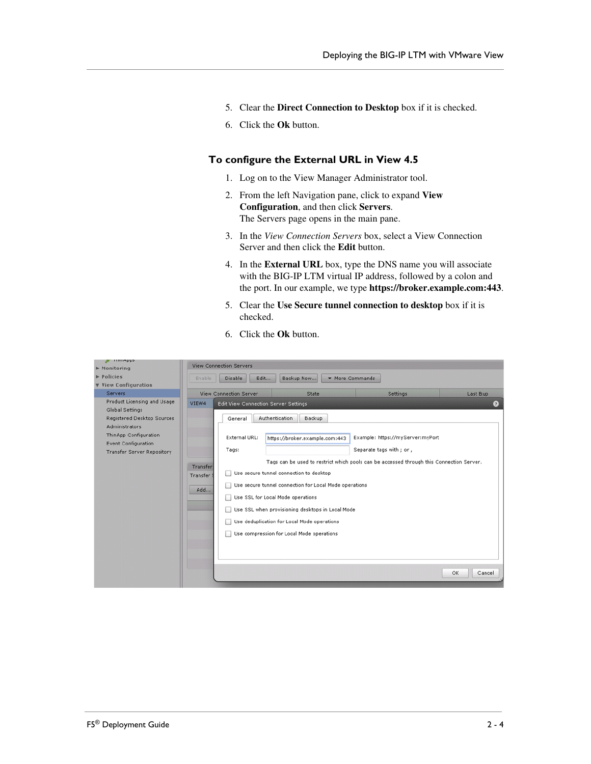5. Clear the **Direct Connection to Desktop** box if it is checked.
6. Click the **Ok** button.

### To configure the External URL in View 4.5

1. Log on to the View Manager Administrator tool.
2. From the left Navigation pane, click to expand **View Configuration**, and then click **Servers**.
   The Servers page opens in the main pane.
3. In the *View Connection Servers* box, select a View Connection Server and then click the **Edit** button.
4. In the **External URL** box, type the DNS name you will associate with the BIG-IP LTM virtual IP address, followed by a colon and the port. In our example, we type **https://broker.example.com:443**.
5. Clear the **Use Secure tunnel connection to desktop** box if it is checked.
6. Click the **Ok** button.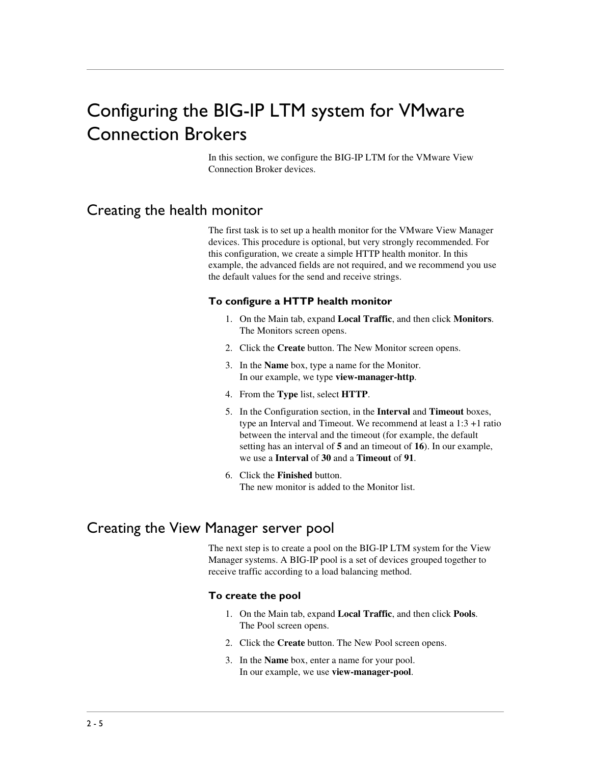# Configuring the BIG-IP LTM system for VMware Connection Brokers

In this section, we configure the BIG-IP LTM for the VMware View Connection Broker devices.

## Creating the health monitor

The first task is to set up a health monitor for the VMware View Manager devices. This procedure is optional, but very strongly recommended. For this configuration, we create a simple HTTP health monitor. In this example, the advanced fields are not required, and we recommend you use the default values for the send and receive strings.

### To configure a HTTP health monitor

1. On the Main tab, expand **Local Traffic**, and then click **Monitors**. The Monitors screen opens.
2. Click the **Create** button. The New Monitor screen opens.
3. In the **Name** box, type a name for the Monitor.
   In our example, we type **view-manager-http**.
4. From the **Type** list, select **HTTP**.
5. In the Configuration section, in the **Interval** and **Timeout** boxes, type an Interval and Timeout. We recommend at least a 1:3 +1 ratio between the interval and the timeout (for example, the default setting has an interval of **5** and an timeout of **16**). In our example, we use a **Interval** of **30** and a **Timeout** of **91**.
6. Click the **Finished** button.
   The new monitor is added to the Monitor list.

## Creating the View Manager server pool

The next step is to create a pool on the BIG-IP LTM system for the View Manager systems. A BIG-IP pool is a set of devices grouped together to receive traffic according to a load balancing method.

### To create the pool

1. On the Main tab, expand **Local Traffic**, and then click **Pools**.
   The Pool screen opens.
2. Click the **Create** button. The New Pool screen opens.
3. In the **Name** box, enter a name for your pool.
   In our example, we use **view-manager-pool**.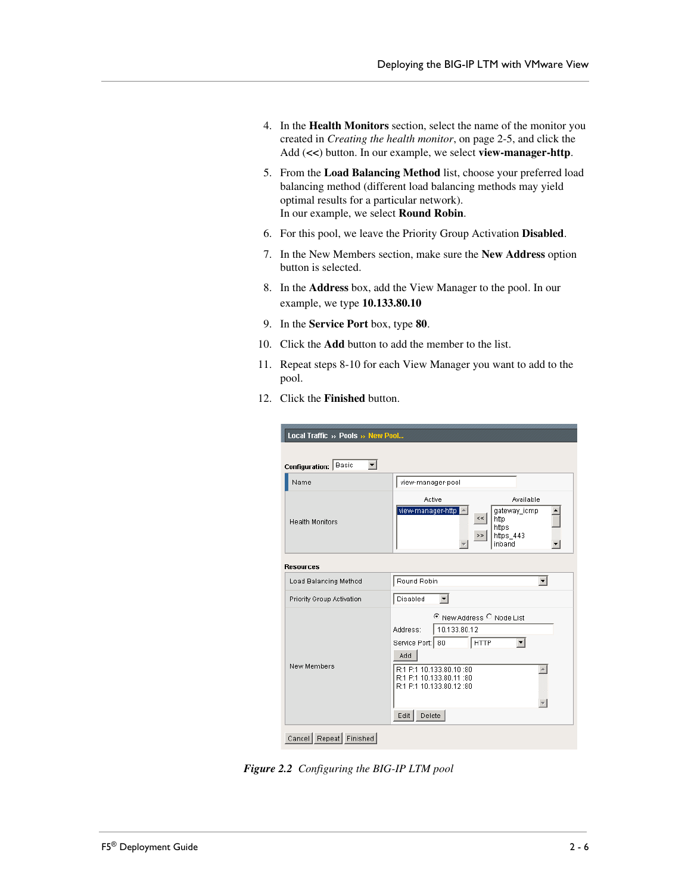4. In the **Health Monitors** section, select the name of the monitor you created in *Creating the health monitor*, on page 2-5, and click the Add (**<<**) button. In our example, we select **view-manager-http**.

5. From the **Load Balancing Method** list, choose your preferred load balancing method (different load balancing methods may yield optimal results for a particular network).
   In our example, we select **Round Robin**.

6. For this pool, we leave the Priority Group Activation **Disabled**.

7. In the New Members section, make sure the **New Address** option button is selected.

8. In the **Address** box, add the View Manager to the pool. In our example, we type **10.133.80.10**

9. In the **Service Port** box, type **80**.

10. Click the **Add** button to add the member to the list.

11. Repeat steps 8-10 for each View Manager you want to add to the pool.

12. Click the **Finished** button.

***Figure 2.2*** *Configuring the BIG-IP LTM pool*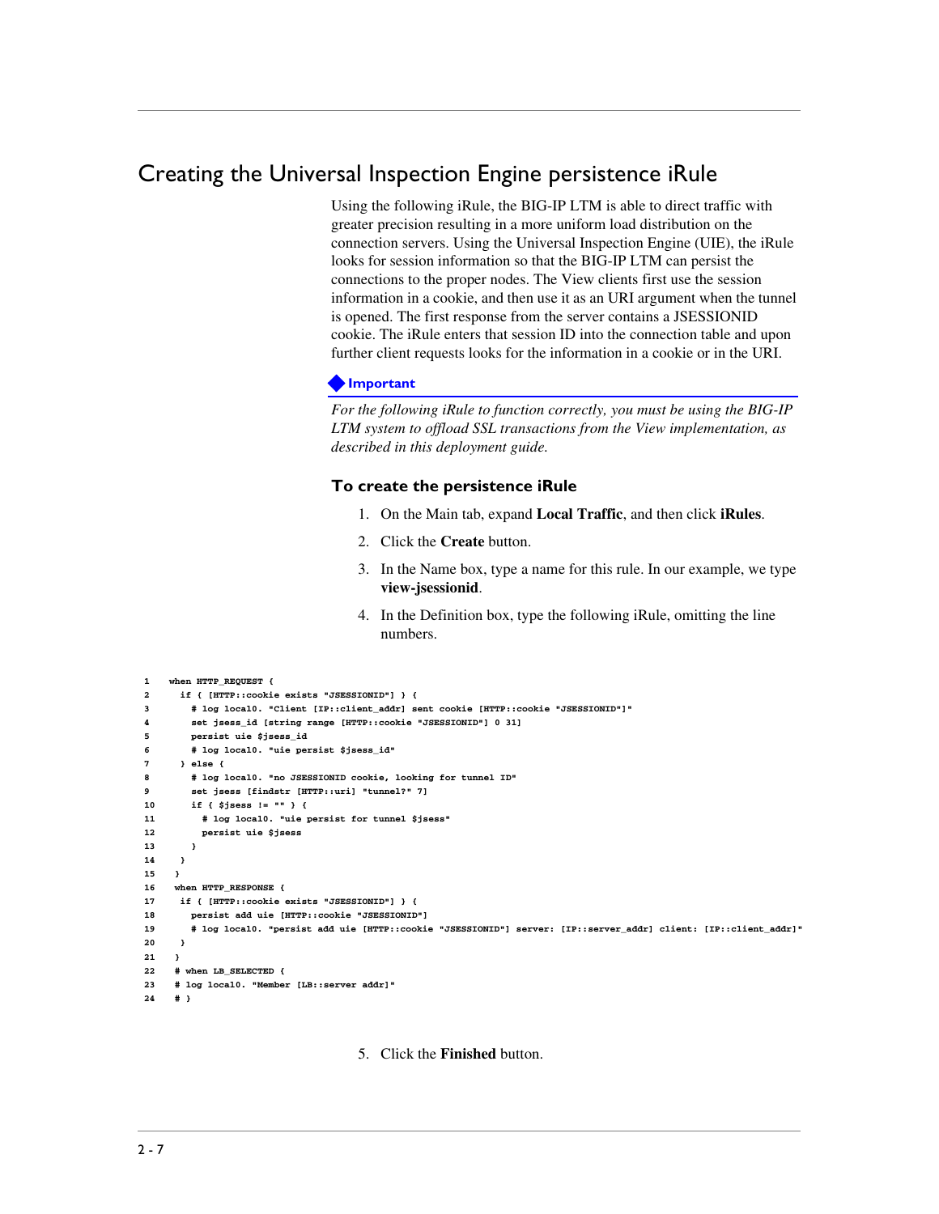# Creating the Universal Inspection Engine persistence iRule

Using the following iRule, the BIG-IP LTM is able to direct traffic with greater precision resulting in a more uniform load distribution on the connection servers. Using the Universal Inspection Engine (UIE), the iRule looks for session information so that the BIG-IP LTM can persist the connections to the proper nodes. The View clients first use the session information in a cookie, and then use it as an URI argument when the tunnel is opened. The first response from the server contains a JSESSIONID cookie. The iRule enters that session ID into the connection table and upon further client requests looks for the information in a cookie or in the URI.

**Important**

*For the following iRule to function correctly, you must be using the BIG-IP LTM system to offload SSL transactions from the View implementation, as described in this deployment guide.*

### To create the persistence iRule

1. On the Main tab, expand **Local Traffic**, and then click **iRules**.
2. Click the **Create** button.
3. In the Name box, type a name for this rule. In our example, we type **view-jsessionid**.
4. In the Definition box, type the following iRule, omitting the line numbers.

```
1    when HTTP_REQUEST {
2      if { [HTTP::cookie exists "JSESSIONID"] } {
3        # log local0. "Client [IP::client_addr] sent cookie [HTTP::cookie "JSESSIONID"]"
4        set jsess_id [string range [HTTP::cookie "JSESSIONID"] 0 31]
5        persist uie $jsess_id
6        # log local0. "uie persist $jsess_id"
7      } else {
8        # log local0. "no JSESSIONID cookie, looking for tunnel ID"
9        set jsess [findstr [HTTP::uri] "tunnel?" 7]
10       if { $jsess != "" } {
11         # log local0. "uie persist for tunnel $jsess"
12         persist uie $jsess
13       }
14     }
15    }
16    when HTTP_RESPONSE {
17     if { [HTTP::cookie exists "JSESSIONID"] } {
18       persist add uie [HTTP::cookie "JSESSIONID"]
19       # log local0. "persist add uie [HTTP::cookie "JSESSIONID"] server: [IP::server_addr] client: [IP::client_addr]"
20     }
21    }
22    # when LB_SELECTED {
23    # log local0. "Member [LB::server addr]"
24    # }
```

5. Click the **Finished** button.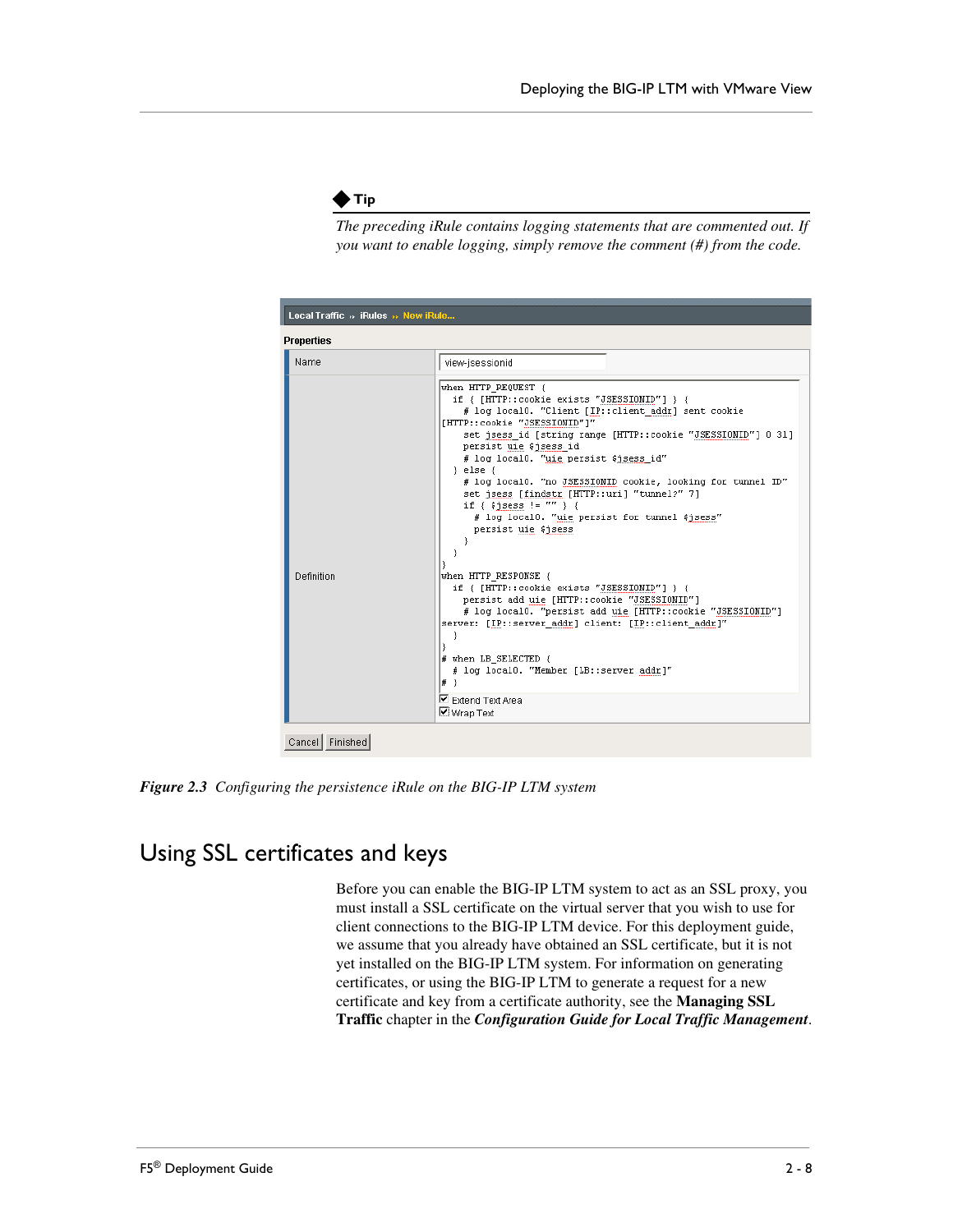◆ **Tip**

*The preceding iRule contains logging statements that are commented out. If you want to enable logging, simply remove the comment (#) from the code.*

Local Traffic » iRules » New iRule...

**Properties**

Name: view-jsessionid

Definition:

```
when HTTP_REQUEST {
  if { [HTTP::cookie exists "JSESSIONID"] } {
    # log local0. "Client [IP::client_addr] sent cookie [HTTP::cookie "JSESSIONID"]"
    set jsess_id [string range [HTTP::cookie "JSESSIONID"] 0 31]
    persist uie $jsess_id
    # log local0. "uie persist $jsess_id"
  } else {
    # log local0. "no JSESSIONID cookie, looking for tunnel ID"
    set jsess [findstr [HTTP::uri] "tunnel?" 7]
    if { $jsess != "" } {
      # log local0. "uie persist for tunnel $jsess"
      persist uie $jsess
    }
  }
}
when HTTP_RESPONSE {
  if { [HTTP::cookie exists "JSESSIONID"] } {
    persist add uie [HTTP::cookie "JSESSIONID"]
    # log local0. "persist add uie [HTTP::cookie "JSESSIONID"] server: [IP::server_addr] client: [IP::client_addr]"
  }
}
# when LB_SELECTED {
  # log local0. "Member [LB::server addr]"
# }
```

☑ Extend Text Area
☑ Wrap Text

Cancel | Finished

***Figure 2.3*** *Configuring the persistence iRule on the BIG-IP LTM system*

## Using SSL certificates and keys

Before you can enable the BIG-IP LTM system to act as an SSL proxy, you must install a SSL certificate on the virtual server that you wish to use for client connections to the BIG-IP LTM device. For this deployment guide, we assume that you already have obtained an SSL certificate, but it is not yet installed on the BIG-IP LTM system. For information on generating certificates, or using the BIG-IP LTM to generate a request for a new certificate and key from a certificate authority, see the **Managing SSL Traffic** chapter in the ***Configuration Guide for Local Traffic Management***.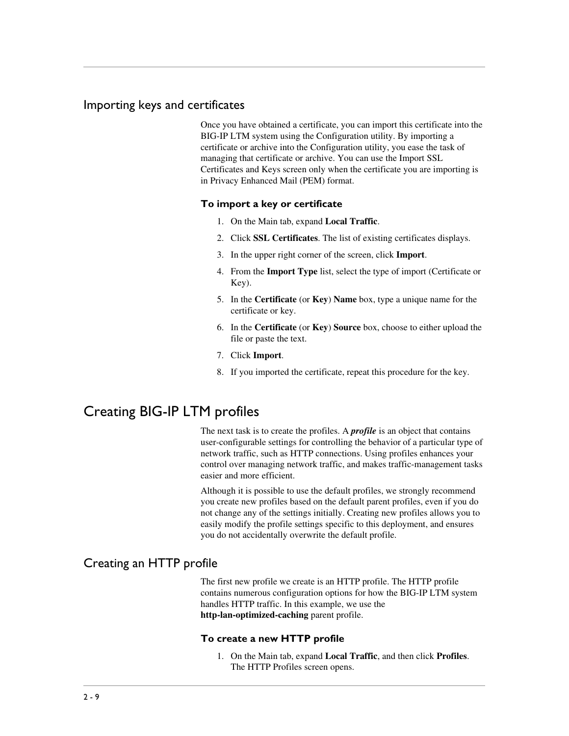## Importing keys and certificates

Once you have obtained a certificate, you can import this certificate into the BIG-IP LTM system using the Configuration utility. By importing a certificate or archive into the Configuration utility, you ease the task of managing that certificate or archive. You can use the Import SSL Certificates and Keys screen only when the certificate you are importing is in Privacy Enhanced Mail (PEM) format.

### To import a key or certificate

1. On the Main tab, expand **Local Traffic**.
2. Click **SSL Certificates**. The list of existing certificates displays.
3. In the upper right corner of the screen, click **Import**.
4. From the **Import Type** list, select the type of import (Certificate or Key).
5. In the **Certificate** (or **Key**) **Name** box, type a unique name for the certificate or key.
6. In the **Certificate** (or **Key**) **Source** box, choose to either upload the file or paste the text.
7. Click **Import**.
8. If you imported the certificate, repeat this procedure for the key.

# Creating BIG-IP LTM profiles

The next task is to create the profiles. A ***profile*** is an object that contains user-configurable settings for controlling the behavior of a particular type of network traffic, such as HTTP connections. Using profiles enhances your control over managing network traffic, and makes traffic-management tasks easier and more efficient.

Although it is possible to use the default profiles, we strongly recommend you create new profiles based on the default parent profiles, even if you do not change any of the settings initially. Creating new profiles allows you to easily modify the profile settings specific to this deployment, and ensures you do not accidentally overwrite the default profile.

## Creating an HTTP profile

The first new profile we create is an HTTP profile. The HTTP profile contains numerous configuration options for how the BIG-IP LTM system handles HTTP traffic. In this example, we use the **http-lan-optimized-caching** parent profile.

### To create a new HTTP profile

1. On the Main tab, expand **Local Traffic**, and then click **Profiles**. The HTTP Profiles screen opens.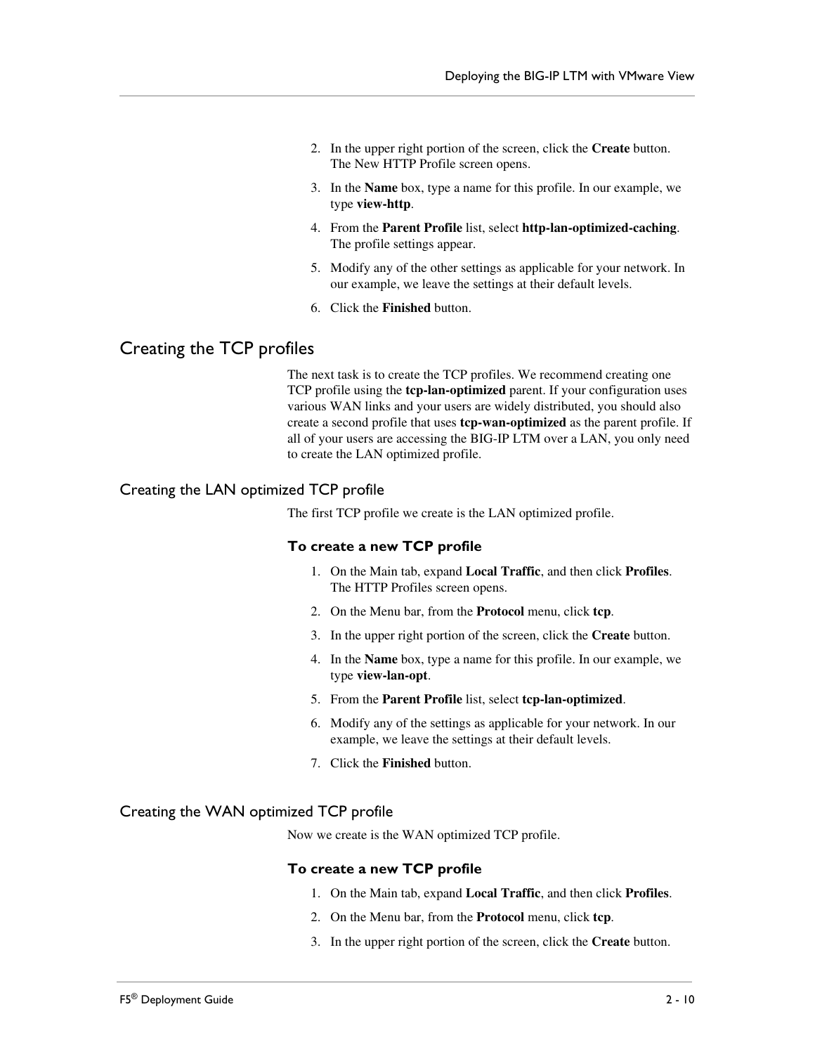2. In the upper right portion of the screen, click the **Create** button. The New HTTP Profile screen opens.
3. In the **Name** box, type a name for this profile. In our example, we type **view-http**.
4. From the **Parent Profile** list, select **http-lan-optimized-caching**. The profile settings appear.
5. Modify any of the other settings as applicable for your network. In our example, we leave the settings at their default levels.
6. Click the **Finished** button.

## Creating the TCP profiles

The next task is to create the TCP profiles. We recommend creating one TCP profile using the **tcp-lan-optimized** parent. If your configuration uses various WAN links and your users are widely distributed, you should also create a second profile that uses **tcp-wan-optimized** as the parent profile. If all of your users are accessing the BIG-IP LTM over a LAN, you only need to create the LAN optimized profile.

### Creating the LAN optimized TCP profile

The first TCP profile we create is the LAN optimized profile.

#### To create a new TCP profile

1. On the Main tab, expand **Local Traffic**, and then click **Profiles**. The HTTP Profiles screen opens.
2. On the Menu bar, from the **Protocol** menu, click **tcp**.
3. In the upper right portion of the screen, click the **Create** button.
4. In the **Name** box, type a name for this profile. In our example, we type **view-lan-opt**.
5. From the **Parent Profile** list, select **tcp-lan-optimized**.
6. Modify any of the settings as applicable for your network. In our example, we leave the settings at their default levels.
7. Click the **Finished** button.

### Creating the WAN optimized TCP profile

Now we create is the WAN optimized TCP profile.

#### To create a new TCP profile

1. On the Main tab, expand **Local Traffic**, and then click **Profiles**.
2. On the Menu bar, from the **Protocol** menu, click **tcp**.
3. In the upper right portion of the screen, click the **Create** button.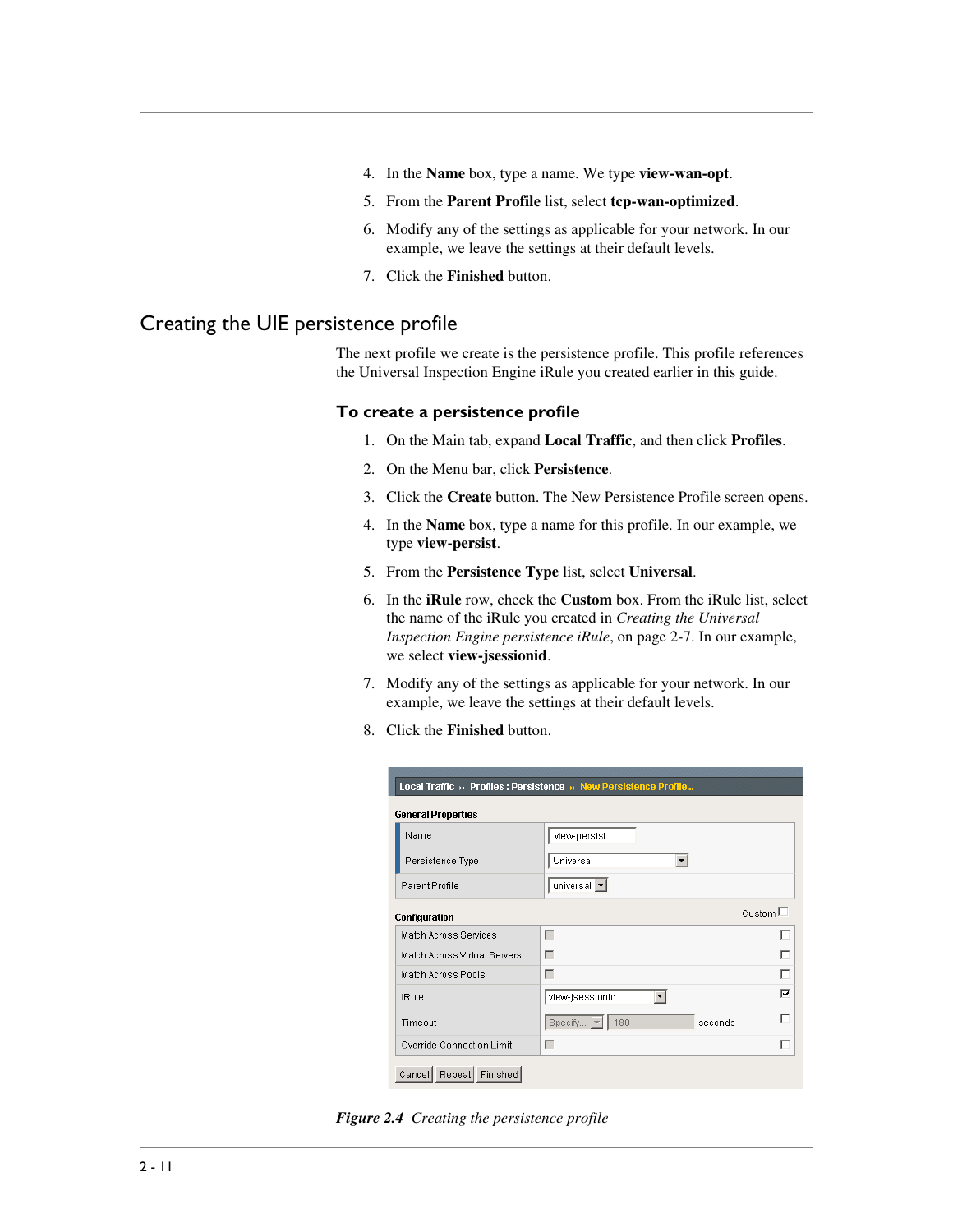4. In the **Name** box, type a name. We type **view-wan-opt**.
5. From the **Parent Profile** list, select **tcp-wan-optimized**.
6. Modify any of the settings as applicable for your network. In our example, we leave the settings at their default levels.
7. Click the **Finished** button.

## Creating the UIE persistence profile

The next profile we create is the persistence profile. This profile references the Universal Inspection Engine iRule you created earlier in this guide.

### To create a persistence profile

1. On the Main tab, expand **Local Traffic**, and then click **Profiles**.
2. On the Menu bar, click **Persistence**.
3. Click the **Create** button. The New Persistence Profile screen opens.
4. In the **Name** box, type a name for this profile. In our example, we type **view-persist**.
5. From the **Persistence Type** list, select **Universal**.
6. In the **iRule** row, check the **Custom** box. From the iRule list, select the name of the iRule you created in *Creating the Universal Inspection Engine persistence iRule*, on page 2-7. In our example, we select **view-jsessionid**.
7. Modify any of the settings as applicable for your network. In our example, we leave the settings at their default levels.
8. Click the **Finished** button.

***Figure 2.4*** *Creating the persistence profile*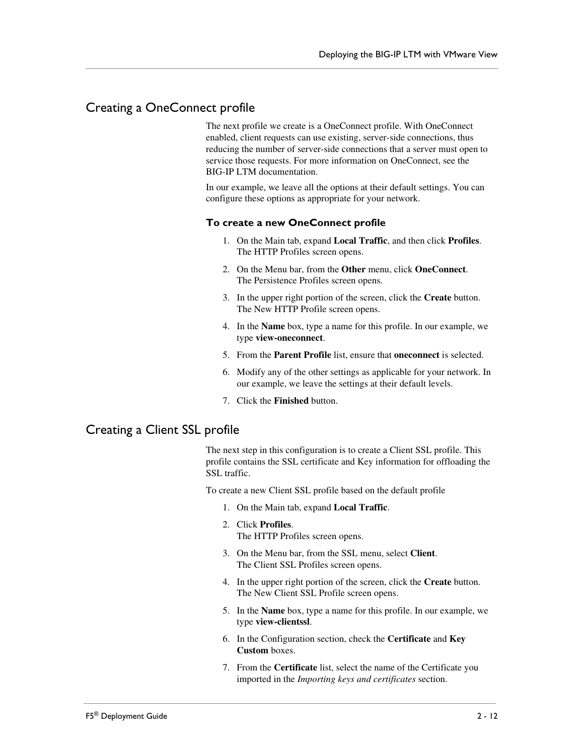## Creating a OneConnect profile

The next profile we create is a OneConnect profile. With OneConnect enabled, client requests can use existing, server-side connections, thus reducing the number of server-side connections that a server must open to service those requests. For more information on OneConnect, see the BIG-IP LTM documentation.

In our example, we leave all the options at their default settings. You can configure these options as appropriate for your network.

### To create a new OneConnect profile

1. On the Main tab, expand **Local Traffic**, and then click **Profiles**. The HTTP Profiles screen opens.
2. On the Menu bar, from the **Other** menu, click **OneConnect**. The Persistence Profiles screen opens.
3. In the upper right portion of the screen, click the **Create** button. The New HTTP Profile screen opens.
4. In the **Name** box, type a name for this profile. In our example, we type **view-oneconnect**.
5. From the **Parent Profile** list, ensure that **oneconnect** is selected.
6. Modify any of the other settings as applicable for your network. In our example, we leave the settings at their default levels.
7. Click the **Finished** button.

## Creating a Client SSL profile

The next step in this configuration is to create a Client SSL profile. This profile contains the SSL certificate and Key information for offloading the SSL traffic.

To create a new Client SSL profile based on the default profile

1. On the Main tab, expand **Local Traffic**.
2. Click **Profiles**. The HTTP Profiles screen opens.
3. On the Menu bar, from the SSL menu, select **Client**. The Client SSL Profiles screen opens.
4. In the upper right portion of the screen, click the **Create** button. The New Client SSL Profile screen opens.
5. In the **Name** box, type a name for this profile. In our example, we type **view-clientssl**.
6. In the Configuration section, check the **Certificate** and **Key Custom** boxes.
7. From the **Certificate** list, select the name of the Certificate you imported in the *Importing keys and certificates* section.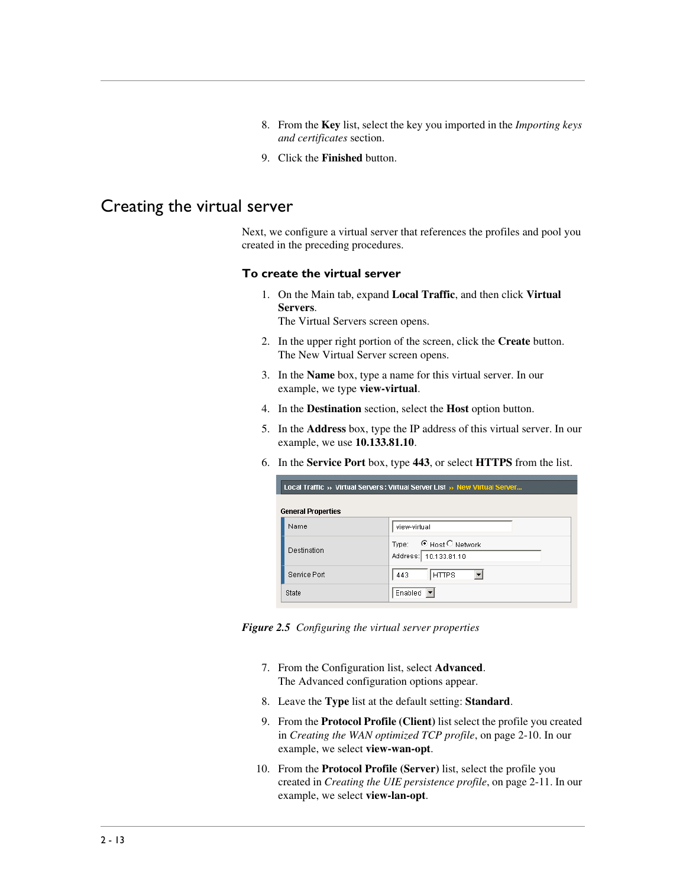8. From the **Key** list, select the key you imported in the *Importing keys and certificates* section.

9. Click the **Finished** button.

## Creating the virtual server

Next, we configure a virtual server that references the profiles and pool you created in the preceding procedures.

### To create the virtual server

1. On the Main tab, expand **Local Traffic**, and then click **Virtual Servers**.
   The Virtual Servers screen opens.

2. In the upper right portion of the screen, click the **Create** button.
   The New Virtual Server screen opens.

3. In the **Name** box, type a name for this virtual server. In our example, we type **view-virtual**.

4. In the **Destination** section, select the **Host** option button.

5. In the **Address** box, type the IP address of this virtual server. In our example, we use **10.133.81.10**.

6. In the **Service Port** box, type **443**, or select **HTTPS** from the list.

Local Traffic » Virtual Servers : Virtual Server List » New Virtual Server...

General Properties

| | |
|---|---|
| Name | view-virtual |
| Destination | Type: ◉ Host ○ Network<br>Address: 10.133.81.10 |
| Service Port | 443 HTTPS |
| State | Enabled |

***Figure 2.5*** *Configuring the virtual server properties*

7. From the Configuration list, select **Advanced**.
   The Advanced configuration options appear.

8. Leave the **Type** list at the default setting: **Standard**.

9. From the **Protocol Profile (Client)** list select the profile you created in *Creating the WAN optimized TCP profile*, on page 2-10. In our example, we select **view-wan-opt**.

10. From the **Protocol Profile (Server)** list, select the profile you created in *Creating the UIE persistence profile*, on page 2-11. In our example, we select **view-lan-opt**.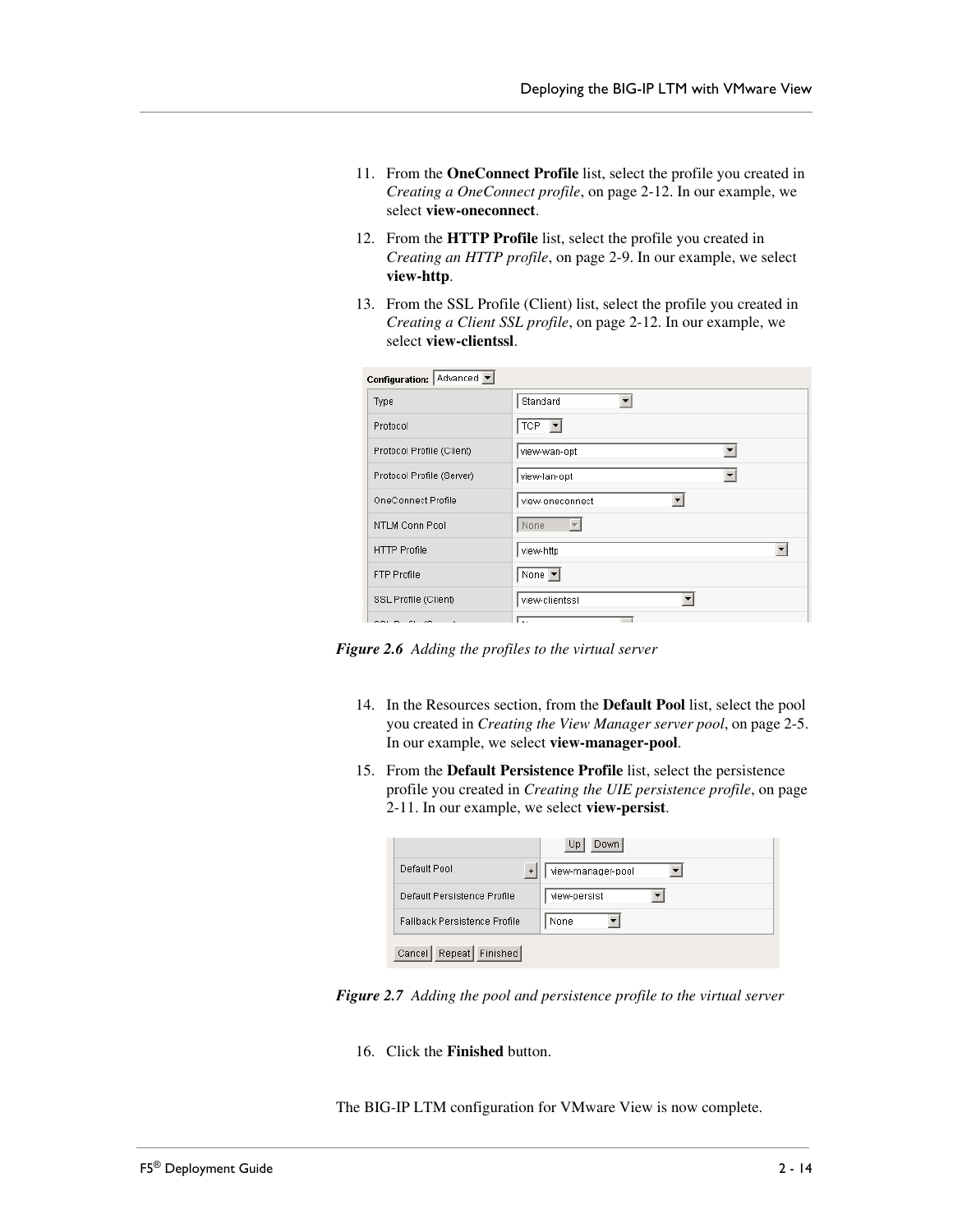11. From the **OneConnect Profile** list, select the profile you created in *Creating a OneConnect profile*, on page 2-12. In our example, we select **view-oneconnect**.

12. From the **HTTP Profile** list, select the profile you created in *Creating an HTTP profile*, on page 2-9. In our example, we select **view-http**.

13. From the SSL Profile (Client) list, select the profile you created in *Creating a Client SSL profile*, on page 2-12. In our example, we select **view-clientssl**.

***Figure 2.6*** *Adding the profiles to the virtual server*

14. In the Resources section, from the **Default Pool** list, select the pool you created in *Creating the View Manager server pool*, on page 2-5. In our example, we select **view-manager-pool**.

15. From the **Default Persistence Profile** list, select the persistence profile you created in *Creating the UIE persistence profile*, on page 2-11. In our example, we select **view-persist**.

***Figure 2.7*** *Adding the pool and persistence profile to the virtual server*

16. Click the **Finished** button.

The BIG-IP LTM configuration for VMware View is now complete.